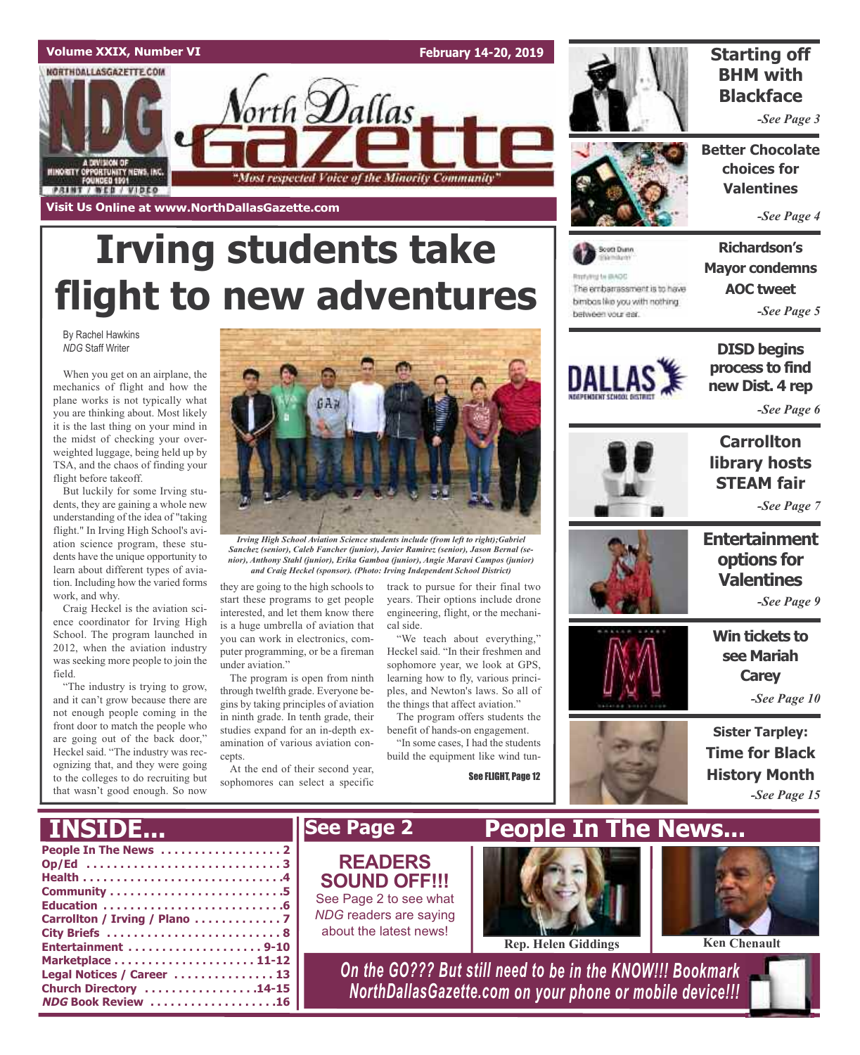# North Dallas Gazette

"Most respected Voice of the Minority Community"

Volume XXIX, Number VI — February 14-20, 2019

Visit Us Online at www.NorthDallasGazette.com

# Irving students take flight to new adventures

By Rachel Hawkins
*NDG* Staff Writer

When you get on an airplane, the mechanics of flight and how the plane works is not typically what you are thinking about. Most likely it is the last thing on your mind in the midst of checking your overweighted luggage, being held up by TSA, and the chaos of finding your flight before takeoff.

But luckily for some Irving students, they are gaining a whole new understanding of the idea of "taking flight." In Irving High School's aviation science program, these students have the unique opportunity to learn about different types of aviation. Including how the varied forms work, and why.

Craig Heckel is the aviation science coordinator for Irving High School. The program launched in 2012, when the aviation industry was seeking more people to join the field.

"The industry is trying to grow, and it can't grow because there are not enough people coming in the front door to match the people who are going out of the back door," Heckel said. "The industry was recognizing that, and they were going to the colleges to do recruiting but that wasn't good enough. So now they are going to the high schools to start these programs to get people interested, and let them know there is a huge umbrella of aviation that you can work in electronics, computer programming, or be a fireman under aviation."

*Irving High School Aviation Science students include (from left to right);Gabriel Sanchez (senior), Caleb Fancher (junior), Javier Ramirez (senior), Jason Bernal (senior), Anthony Stahl (junior), Erika Gamboa (junior), Angie Maravi Campos (junior) and Craig Heckel (sponsor). (Photo: Irving Independent School District)*

The program is open from ninth through twelfth grade. Everyone begins by taking principles of aviation in ninth grade. In tenth grade, their studies expand for an in-depth examination of various aviation concepts.

At the end of their second year, sophomores can select a specific track to pursue for their final two years. Their options include drone engineering, flight, or the mechanical side.

"We teach about everything," Heckel said. "In their freshmen and sophomore year, we look at GPS, learning how to fly, various principles, and Newton's laws. So all of the things that affect aviation."

The program offers students the benefit of hands-on engagement.

"In some cases, I had the students build the equipment like wind tun-

See FLIGHT, Page 12

---

**Starting off BHM with Blackface** -See Page 3

**Better Chocolate choices for Valentines** -See Page 4

**Richardson's Mayor condemns AOC tweet** -See Page 5

**DISD begins process to find new Dist. 4 rep** -See Page 6

**Carrollton library hosts STEAM fair** -See Page 7

**Entertainment options for Valentines** -See Page 9

**Win tickets to see Mariah Carey** -See Page 10

**Sister Tarpley: Time for Black History Month** -See Page 15

---

## INSIDE...

- People In The News . . . . . 2
- Op/Ed . . . . . 3
- Health . . . . . 4
- Community . . . . . 5
- Education . . . . . 6
- Carrollton / Irving / Plano . . . . . 7
- City Briefs . . . . . 8
- Entertainment . . . . . 9-10
- Marketplace . . . . . 11-12
- Legal Notices / Career . . . . . 13
- Church Directory . . . . . 14-15
- *NDG* Book Review . . . . . 16

## See Page 2

**READERS SOUND OFF!!!**

See Page 2 to see what *NDG* readers are saying about the latest news!

## People In The News...

Rep. Helen Giddings

Ken Chenault

*On the GO??? But still need to be in the KNOW!!! Bookmark NorthDallasGazette.com on your phone or mobile device!!!*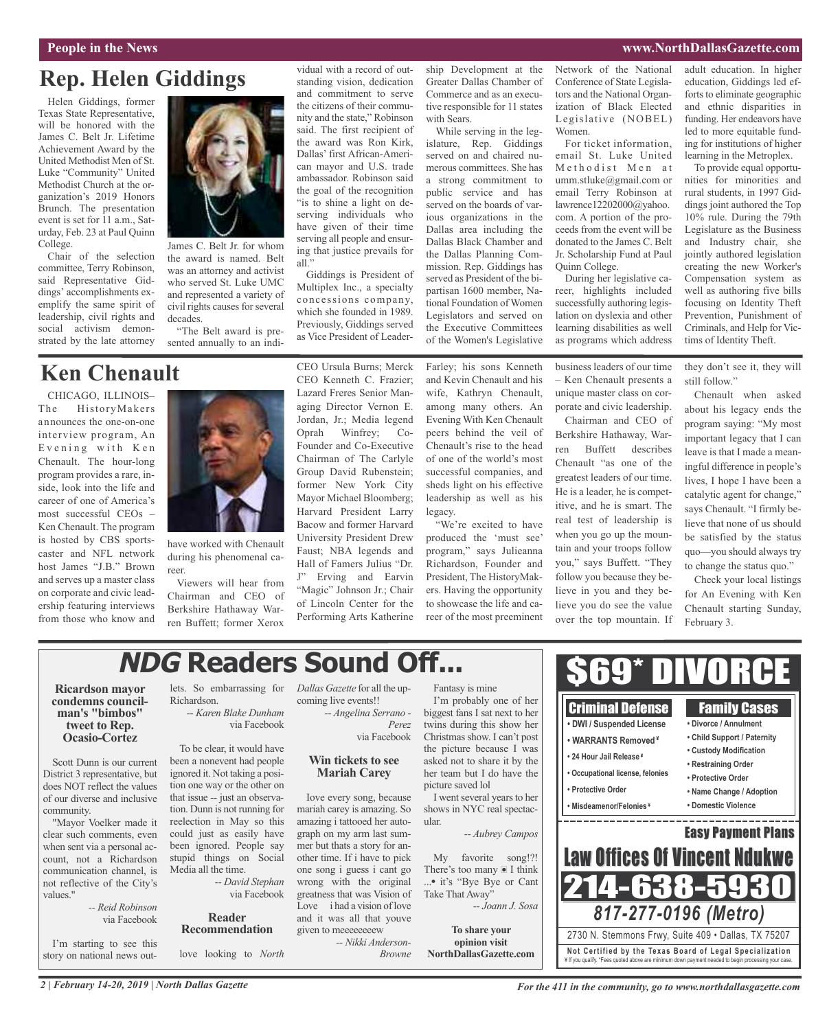# Rep. Helen Giddings

Helen Giddings, former Texas State Representative, will be honored with the James C. Belt Jr. Lifetime Achievement Award by the United Methodist Men of St. Luke "Community" United Methodist Church at the organization's 2019 Honors Brunch. The presentation event is set for 11 a.m., Saturday, Feb. 23 at Paul Quinn College.

Chair of the selection committee, Terry Robinson, said Representative Giddings' accomplishments exemplify the same spirit of leadership, civil rights and social activism demonstrated by the late attorney James C. Belt Jr. for whom the award is named. Belt was an attorney and activist who served St. Luke UMC and represented a variety of civil rights causes for several decades.

"The Belt award is presented annually to an individual with a record of outstanding vision, dedication and commitment to serve the citizens of their community and the state," Robinson said. The first recipient of the award was Ron Kirk, Dallas' first African-American mayor and U.S. trade ambassador. Robinson said the goal of the recognition "is to shine a light on deserving individuals who have given of their time serving all people and ensuring that justice prevails for all."

Giddings is President of Multiplex Inc., a specialty concessions company, which she founded in 1989. Previously, Giddings served as Vice President of Leadership Development at the Greater Dallas Chamber of Commerce and as an executive responsible for 11 states with Sears.

While serving in the legislature, Rep. Giddings served on and chaired numerous committees. She has a strong commitment to public service and has served on the boards of various organizations in the Dallas area including the Dallas Black Chamber and the Dallas Planning Commission. Rep. Giddings has served as President of the bipartisan 1600 member, National Foundation of Women Legislators and served on the Executive Committees of the Women's Legislative Network of the National Conference of State Legislators and the National Organization of Black Elected Legislative (NOBEL) Women.

For ticket information, email St. Luke United Methodist Men at umm.stluke@gmail.com or email Terry Robinson at lawrence12202000@yahoo.com. A portion of the proceeds from the event will be donated to the James C. Belt Jr. Scholarship Fund at Paul Quinn College.

During her legislative career, highlights included successfully authoring legislation on dyslexia and other learning disabilities as well as programs which address adult education. In higher education, Giddings led efforts to eliminate geographic and ethnic disparities in funding. Her endeavors have led to more equitable funding for institutions of higher learning in the Metroplex.

To provide equal opportunities for minorities and rural students, in 1997 Giddings joint authored the Top 10% rule. During the 79th Legislature as the Business and Industry chair, she jointly authored legislation creating the new Worker's Compensation system as well as authoring five bills focusing on Identity Theft Prevention, Punishment of Criminals, and Help for Victims of Identity Theft.

# Ken Chenault

CHICAGO, ILLINOIS– The HistoryMakers announces the one-on-one interview program, An Evening with Ken Chenault. The hour-long program provides a rare, inside, look into the life and career of one of America's most successful CEOs – Ken Chenault. The program is hosted by CBS sportscaster and NFL network host James "J.B." Brown and serves up a master class on corporate and civic leadership featuring interviews from those who know and have worked with Chenault during his phenomenal career.

Viewers will hear from Chairman and CEO of Berkshire Hathaway Warren Buffett; former Xerox CEO Ursula Burns; Merck CEO Kenneth C. Frazier; Lazard Freres Senior Managing Director Vernon E. Jordan, Jr.; Media legend Oprah Winfrey; Co-Founder and Co-Executive Chairman of The Carlyle Group David Rubenstein; former New York City Mayor Michael Bloomberg; Harvard President Larry Bacow and former Harvard University President Drew Faust; NBA legends and Hall of Famers Julius "Dr. J" Erving and Earvin "Magic" Johnson Jr.; Chair of Lincoln Center for the Performing Arts Katherine Farley; his sons Kenneth and Kevin Chenault and his wife, Kathryn Chenault, among many others. An Evening With Ken Chenault peers behind the veil of Chenault's rise to the head of one of the world's most successful companies, and sheds light on his effective leadership as well as his legacy.

"We're excited to have produced the 'must see' program," says Julieanna Richardson, Founder and President, The HistoryMakers. Having the opportunity to showcase the life and career of the most preeminent business leaders of our time – Ken Chenault presents a unique master class on corporate and civic leadership.

Chairman and CEO of Berkshire Hathaway, Warren Buffett describes Chenault "as one of the greatest leaders of our time. He is a leader, he is competitive, and he is smart. The real test of leadership is when you go up the mountain and your troops follow you," says Buffett. "They follow you because they believe in you and they believe you do see the value over the top mountain. If they don't see it, they will still follow."

Chenault when asked about his legacy ends the program saying: "My most important legacy that I can leave is that I made a meaningful difference in people's lives, I hope I have been a catalytic agent for change," says Chenault. "I firmly believe that none of us should be satisfied by the status quo—you should always try to change the status quo."

Check your local listings for An Evening with Ken Chenault starting Sunday, February 3.

# *NDG* Readers Sound Off...

### Ricardson mayor condemns councilman's "bimbos" tweet to Rep. Ocasio-Cortez

Scott Dunn is our current District 3 representative, but does NOT reflect the values of our diverse and inclusive community.

"Mayor Voelker made it clear such comments, even when sent via a personal account, not a Richardson communication channel, is not reflective of the City's values."

*-- Reid Robinson* via Facebook

I'm starting to see this story on national news outlets. So embarrassing for Richardson.

*-- Karen Blake Dunham* via Facebook

To be clear, it would have been a nonevent had people ignored it. Not taking a position one way or the other on that issue -- just an observation. Dunn is not running for reelection in May so this could just as easily have been ignored. People say stupid things on Social Media all the time.

*-- David Stephan* via Facebook

### Reader Recommendation

love looking to *North Dallas Gazette* for all the upcoming live events!!

*-- Angelina Serrano - Perez* via Facebook

### Win tickets to see Mariah Carey

Iove every song, because mariah carey is amazing. So amazing i tattooed her autograph on my arm last summer but thats a story for another time. If i have to pick one song i guess i cant go wrong with the original greatness that was Vision of Love i had a vision of love and it was all that youve given to meeeeeeeew

*-- Nikki Anderson-Browne*

Fantasy is mine

I'm probably one of her biggest fans I sat next to her twins during this show her Christmas show. I can't post the picture because I was asked not to share it by the her team but I do have the picture saved lol

I went several years to her shows in NYC real spectacular.

*-- Aubrey Campos*

My favorite song!?! There's too many ◙ I think ...• it's "Bye Bye or Cant Take That Away"

*-- Joann J. Sosa*

**To share your opinion visit NorthDallasGazette.com**

# $69* DIVORCE

**Criminal Defense**
- DWI / Suspended License
- WARRANTS Removed¥
- 24 Hour Jail Release¥
- Occupational license, felonies
- Protective Order
- Misdeameanor/Felonies¥

**Family Cases**
- Divorce / Annulment
- Child Support / Paternity
- Custody Modification
- Restraining Order
- Protective Order
- Name Change / Adoption
- Domestic Violence

**Easy Payment Plans**

**Law Offices Of Vincent Ndukwe**

**214-638-5930**

*817-277-0196 (Metro)*

2730 N. Stemmons Frwy, Suite 409 • Dallas, TX 75207

**Not Certified by the Texas Board of Legal Specialization**
¥ If you qualify. *Fees quoted above are minimum down payment needed to begin processing your case.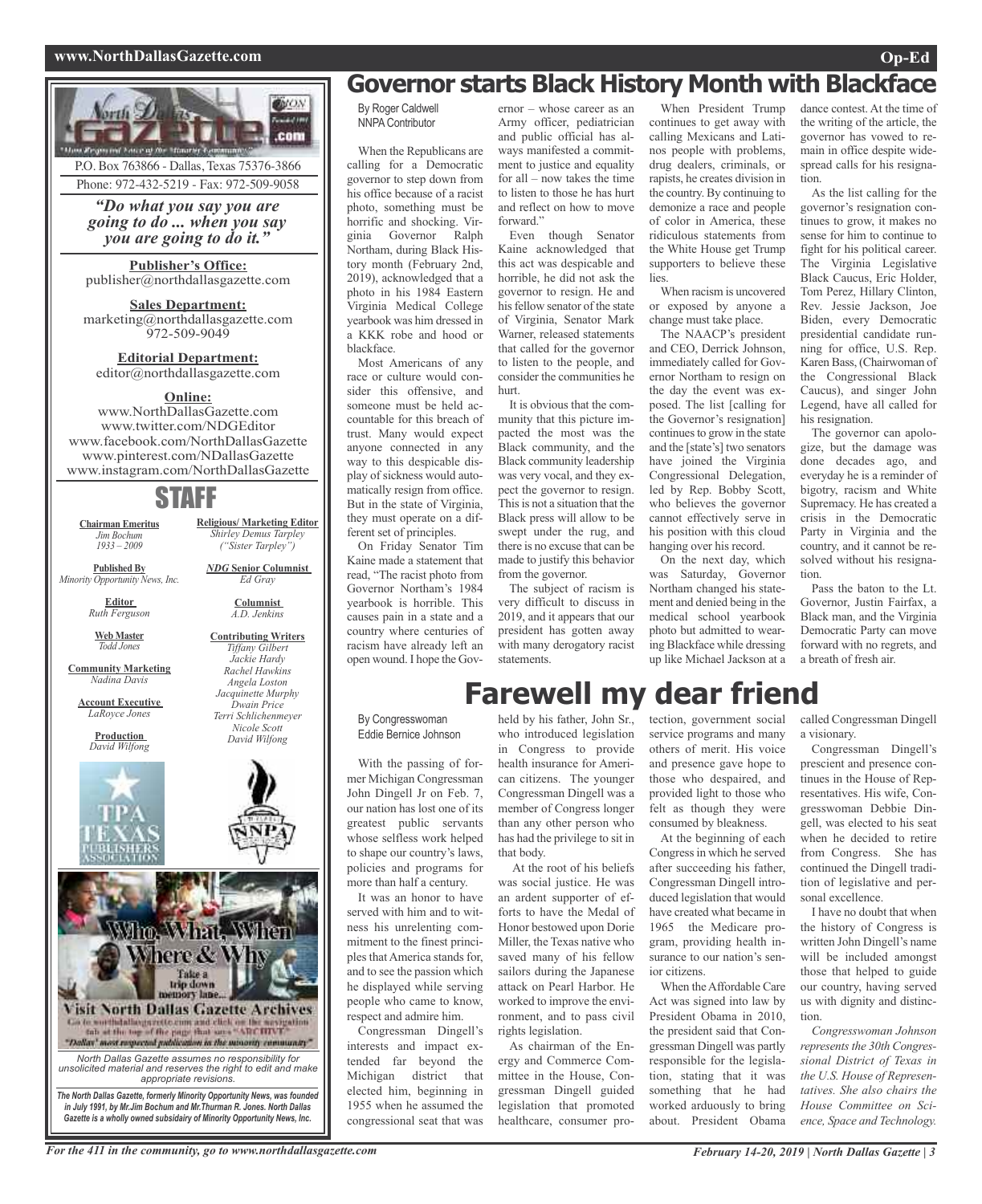P.O. Box 763866 - Dallas, Texas 75376-3866
Phone: 972-432-5219 - Fax: 972-509-9058

*"Do what you say you are going to do ... when you say you are going to do it."*

**Publisher's Office:**
publisher@northdallasgazette.com

**Sales Department:**
marketing@northdallasgazette.com
972-509-9049

**Editorial Department:**
editor@northdallasgazette.com

**Online:**
www.NorthDallasGazette.com
www.twitter.com/NDGEditor
www.facebook.com/NorthDallasGazette
www.pinterest.com/NDallasGazette
www.instagram.com/NorthDallasGazette

## STAFF

**Chairman Emeritus**
*Jim Bochum*
*1933 – 2009*

**Published By**
*Minority Opportunity News, Inc.*

**Editor**
*Ruth Ferguson*

**Web Master**
*Todd Jones*

**Community Marketing**
*Nadina Davis*

**Account Executive**
*LaRoyce Jones*

**Production**
*David Wilfong*

**Religious/ Marketing Editor**
*Shirley Demus Tarpley*
*("Sister Tarpley")*

***NDG* Senior Columnist**
*Ed Gray*

**Columnist**
*A.D. Jenkins*

**Contributing Writers**
*Tiffany Gilbert*
*Jackie Hardy*
*Rachel Hawkins*
*Angela Loston*
*Jacquinette Murphy*
*Dwain Price*
*Terri Schlichenmeyer*
*Nicole Scott*
*David Wilfong*

Who, What, When Where & Why
Take a trip down memory lane...
Visit North Dallas Gazette Archives
Go to northdallasgazette.com and click on the navigation tab at the top of the page that says "ARCHIVE"
"Dallas' most respected publication in the minority community"

*North Dallas Gazette assumes no responsibility for unsolicited material and reserves the right to edit and make appropriate revisions.*

***The North Dallas Gazette, formerly Minority Opportunity News, was founded in July 1991, by Mr.Jim Bochum and Mr.Thurman R. Jones. North Dallas Gazette is a wholly owned subsidairy of Minority Opportunity News, Inc.***

# Governor starts Black History Month with Blackface

By Roger Caldwell
NNPA Contributor

When the Republicans are calling for a Democratic governor to step down from his office because of a racist photo, something must be horrific and shocking. Virginia Governor Ralph Northam, during Black History month (February 2nd, 2019), acknowledged that a photo in his 1984 Eastern Virginia Medical College yearbook was him dressed in a KKK robe and hood or blackface.

Most Americans of any race or culture would consider this offensive, and someone must be held accountable for this breach of trust. Many would expect anyone connected in any way to this despicable display of sickness would automatically resign from office. But in the state of Virginia, they must operate on a different set of principles.

On Friday Senator Tim Kaine made a statement that read, "The racist photo from Governor Northam's 1984 yearbook is horrible. This causes pain in a state and a country where centuries of racism have already left an open wound. I hope the Governor – whose career as an Army officer, pediatrician and public official has always manifested a commitment to justice and equality for all – now takes the time to listen to those he has hurt and reflect on how to move forward."

Even though Senator Kaine acknowledged that this act was despicable and horrible, he did not ask the governor to resign. He and his fellow senator of the state of Virginia, Senator Mark Warner, released statements that called for the governor to listen to the people, and consider the communities he hurt.

It is obvious that the community that this picture impacted the most was the Black community, and the Black community leadership was very vocal, and they expect the governor to resign. This is not a situation that the Black press will allow to be swept under the rug, and there is no excuse that can be made to justify this behavior from the governor.

The subject of racism is very difficult to discuss in 2019, and it appears that our president has gotten away with many derogatory racist statements.

When President Trump continues to get away with calling Mexicans and Latinos people with problems, drug dealers, criminals, or rapists, he creates division in the country. By continuing to demonize a race and people of color in America, these ridiculous statements from the White House get Trump supporters to believe these lies.

When racism is uncovered or exposed by anyone a change must take place.

The NAACP's president and CEO, Derrick Johnson, immediately called for Governor Northam to resign on the day the event was exposed. The list [calling for the Governor's resignation] continues to grow in the state and the [state's] two senators have joined the Virginia Congressional Delegation, led by Rep. Bobby Scott, who believes the governor cannot effectively serve in his position with this cloud hanging over his record.

On the next day, which was Saturday, Governor Northam changed his statement and denied being in the medical school yearbook photo but admitted to wearing Blackface while dressing up like Michael Jackson at a dance contest. At the time of the writing of the article, the governor has vowed to remain in office despite widespread calls for his resignation.

As the list calling for the governor's resignation continues to grow, it makes no sense for him to continue to fight for his political career. The Virginia Legislative Black Caucus, Eric Holder, Tom Perez, Hillary Clinton, Rev. Jessie Jackson, Joe Biden, every Democratic presidential candidate running for office, U.S. Rep. Karen Bass, (Chairwoman of the Congressional Black Caucus), and singer John Legend, have all called for his resignation.

The governor can apologize, but the damage was done decades ago, and everyday he is a reminder of bigotry, racism and White Supremacy. He has created a crisis in the Democratic Party in Virginia and the country, and it cannot be resolved without his resignation.

Pass the baton to the Lt. Governor, Justin Fairfax, a Black man, and the Virginia Democratic Party can move forward with no regrets, and a breath of fresh air.

# Farewell my dear friend

By Congresswoman
Eddie Bernice Johnson

With the passing of former Michigan Congressman John Dingell Jr on Feb. 7, our nation has lost one of its greatest public servants whose selfless work helped to shape our country's laws, policies and programs for more than half a century.

It was an honor to have served with him and to witness his unrelenting commitment to the finest principles that America stands for, and to see the passion which he displayed while serving people who came to know, respect and admire him.

Congressman Dingell's interests and impact extended far beyond the Michigan district that elected him, beginning in 1955 when he assumed the congressional seat that was held by his father, John Sr., who introduced legislation in Congress to provide health insurance for American citizens. The younger Congressman Dingell was a member of Congress longer than any other person who has had the privilege to sit in that body.

At the root of his beliefs was social justice. He was an ardent supporter of efforts to have the Medal of Honor bestowed upon Dorie Miller, the Texas native who saved many of his fellow sailors during the Japanese attack on Pearl Harbor. He worked to improve the environment, and to pass civil rights legislation.

As chairman of the Energy and Commerce Committee in the House, Congressman Dingell guided legislation that promoted healthcare, consumer protection, government social service programs and many others of merit. His voice and presence gave hope to those who despaired, and provided light to those who felt as though they were consumed by bleakness.

At the beginning of each Congress in which he served after succeeding his father, Congressman Dingell introduced legislation that would have created what became in 1965 the Medicare program, providing health insurance to our nation's senior citizens.

When the Affordable Care Act was signed into law by President Obama in 2010, the president said that Congressman Dingell was partly responsible for the legislation, stating that it was something that he had worked arduously to bring about. President Obama called Congressman Dingell a visionary.

Congressman Dingell's prescient and presence continues in the House of Representatives. His wife, Congresswoman Debbie Dingell, was elected to his seat when he decided to retire from Congress. She has continued the Dingell tradition of legislative and personal excellence.

I have no doubt that when the history of Congress is written John Dingell's name will be included amongst those that helped to guide our country, having served us with dignity and distinction.

*Congresswoman Johnson represents the 30th Congressional District of Texas in the U.S. House of Representatives. She also chairs the House Committee on Science, Space and Technology.*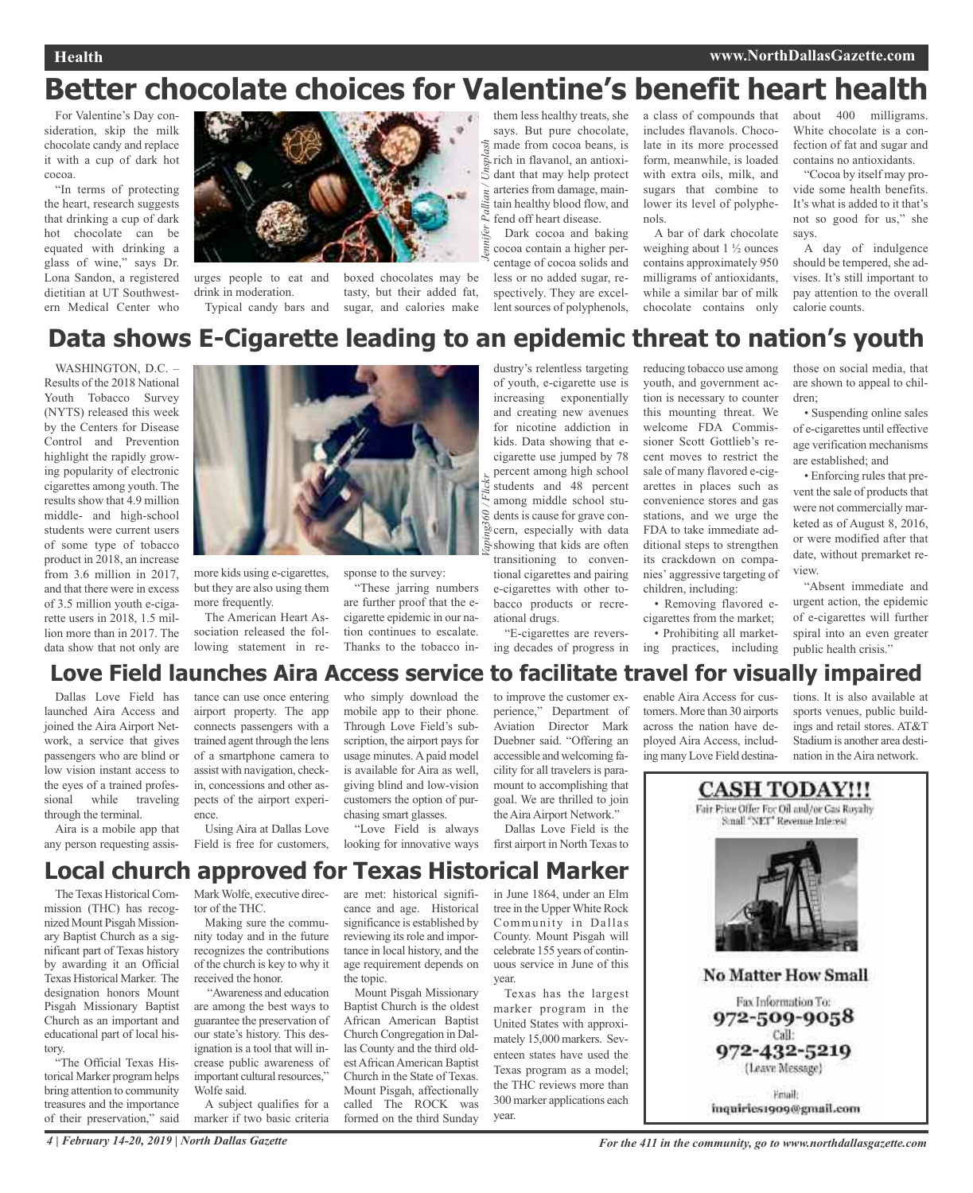# Better chocolate choices for Valentine's benefit heart health

For Valentine's Day consideration, skip the milk chocolate candy and replace it with a cup of dark hot cocoa.

"In terms of protecting the heart, research suggests that drinking a cup of dark hot chocolate can be equated with drinking a glass of wine," says Dr. Lona Sandon, a registered dietitian at UT Southwestern Medical Center who urges people to eat and drink in moderation.

Jennifer Pallian / Unsplash

Typical candy bars and boxed chocolates may be tasty, but their added fat, sugar, and calories make them less healthy treats, she says. But pure chocolate, made from cocoa beans, is rich in flavanol, an antioxidant that may help protect arteries from damage, maintain healthy blood flow, and fend off heart disease.

Dark cocoa and baking cocoa contain a higher percentage of cocoa solids and less or no added sugar, respectively. They are excellent sources of polyphenols, a class of compounds that includes flavanols. Chocolate in its more processed form, meanwhile, is loaded with extra oils, milk, and sugars that combine to lower its level of polyphenols.

A bar of dark chocolate weighing about 1 ½ ounces contains approximately 950 milligrams of antioxidants, while a similar bar of milk chocolate contains only about 400 milligrams. White chocolate is a confection of fat and sugar and contains no antioxidants.

"Cocoa by itself may provide some health benefits. It's what is added to it that's not so good for us," she says.

A day of indulgence should be tempered, she advises. It's still important to pay attention to the overall calorie counts.

# Data shows E-Cigarette leading to an epidemic threat to nation's youth

WASHINGTON, D.C. – Results of the 2018 National Youth Tobacco Survey (NYTS) released this week by the Centers for Disease Control and Prevention highlight the rapidly growing popularity of electronic cigarettes among youth. The results show that 4.9 million middle- and high-school students were current users of some type of tobacco product in 2018, an increase from 3.6 million in 2017, and that there were in excess of 3.5 million youth e-cigarette users in 2018, 1.5 million more than in 2017. The data show that not only are more kids using e-cigarettes, but they are also using them more frequently.

Vaping360 / Flickr

The American Heart Association released the following statement in response to the survey:

"These jarring numbers are further proof that the e-cigarette epidemic in our nation continues to escalate. Thanks to the tobacco industry's relentless targeting of youth, e-cigarette use is increasing exponentially and creating new avenues for nicotine addiction in kids. Data showing that e-cigarette use jumped by 78 percent among high school students and 48 percent among middle school students is cause for grave concern, especially with data showing that kids are often transitioning to conventional cigarettes and pairing e-cigarettes with other tobacco products or recreational drugs.

"E-cigarettes are reversing decades of progress in reducing tobacco use among youth, and government action is necessary to counter this mounting threat. We welcome FDA Commissioner Scott Gottlieb's recent moves to restrict the sale of many flavored e-cigarettes in places such as convenience stores and gas stations, and we urge the FDA to take immediate additional steps to strengthen its crackdown on companies' aggressive targeting of children, including:

- Removing flavored e-cigarettes from the market;
- Prohibiting all marketing practices, including those on social media, that are shown to appeal to children;
- Suspending online sales of e-cigarettes until effective age verification mechanisms are established; and
- Enforcing rules that prevent the sale of products that were not commercially marketed as of August 8, 2016, or were modified after that date, without premarket review.

"Absent immediate and urgent action, the epidemic of e-cigarettes will further spiral into an even greater public health crisis."

# Love Field launches Aira Access service to facilitate travel for visually impaired

Dallas Love Field has launched Aira Access and joined the Aira Airport Network, a service that gives passengers who are blind or low vision instant access to the eyes of a trained professional while traveling through the terminal.

Aira is a mobile app that any person requesting assistance can use once entering airport property. The app connects passengers with a trained agent through the lens of a smartphone camera to assist with navigation, check-in, concessions and other aspects of the airport experience.

Using Aira at Dallas Love Field is free for customers, who simply download the mobile app to their phone. Through Love Field's subscription, the airport pays for usage minutes. A paid model is available for Aira as well, giving blind and low-vision customers the option of purchasing smart glasses.

"Love Field is always looking for innovative ways to improve the customer experience," Department of Aviation Director Mark Duebner said. "Offering an accessible and welcoming facility for all travelers is paramount to accomplishing that goal. We are thrilled to join the Aira Airport Network."

Dallas Love Field is the first airport in North Texas to enable Aira Access for customers. More than 30 airports across the nation have deployed Aira Access, including many Love Field destinations. It is also available at sports venues, public buildings and retail stores. AT&T Stadium is another area destination in the Aira network.

# Local church approved for Texas Historical Marker

The Texas Historical Commission (THC) has recognized Mount Pisgah Missionary Baptist Church as a significant part of Texas history by awarding it an Official Texas Historical Marker. The designation honors Mount Pisgah Missionary Baptist Church as an important and educational part of local history.

"The Official Texas Historical Marker program helps bring attention to community treasures and the importance of their preservation," said Mark Wolfe, executive director of the THC.

Making sure the community today and in the future recognizes the contributions of the church is key to why it received the honor.

"Awareness and education are among the best ways to guarantee the preservation of our state's history. This designation is a tool that will increase public awareness of important cultural resources," Wolfe said.

A subject qualifies for a marker if two basic criteria are met: historical significance and age. Historical significance is established by reviewing its role and importance in local history, and the age requirement depends on the topic.

Mount Pisgah Missionary Baptist Church is the oldest African American Baptist Church Congregation in Dallas County and the third oldest African American Baptist Church in the State of Texas. Mount Pisgah, affectionally called The ROCK was formed on the third Sunday in June 1864, under an Elm tree in the Upper White Rock Community in Dallas County. Mount Pisgah will celebrate 155 years of continuous service in June of this year.

Texas has the largest marker program in the United States with approximately 15,000 markers. Seventeen states have used the Texas program as a model; the THC reviews more than 300 marker applications each year.

**CASH TODAY!!!**

Fair Price Offer For Oil and/or Gas Royalty
Small "NET" Revenue Interest

**No Matter How Small**

Fax Information To:
**972-509-9058**

Call:
**972-432-5219**
(Leave Message)

Email:
inquiries1909@gmail.com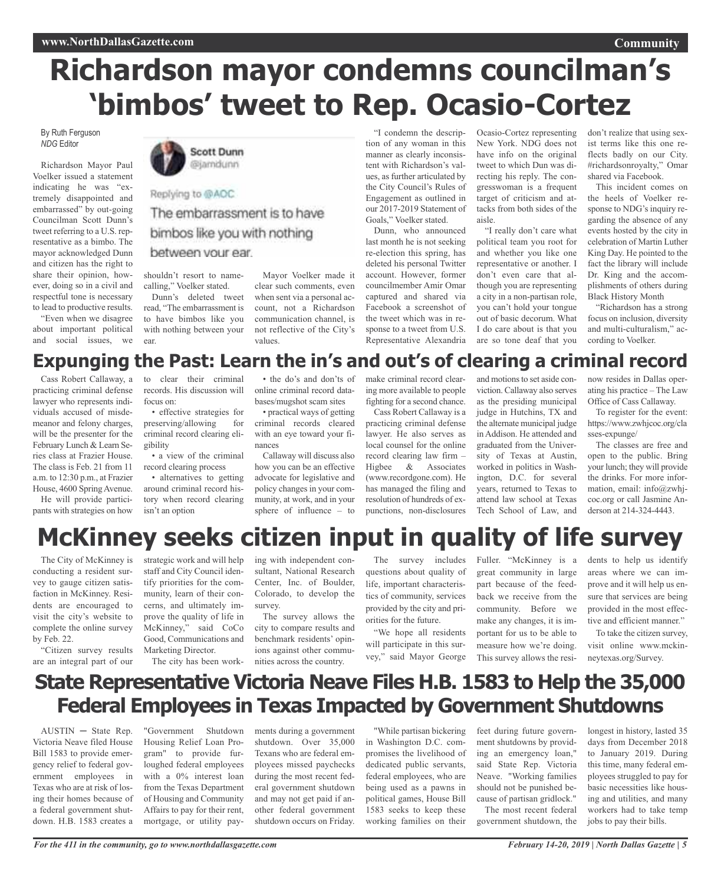# Richardson mayor condemns councilman's 'bimbos' tweet to Rep. Ocasio-Cortez

By Ruth Ferguson
*NDG* Editor

Richardson Mayor Paul Voelker issued a statement indicating he was "extremely disappointed and embarrassed" by out-going Councilman Scott Dunn's tweet referring to a U.S. representative as a bimbo. The mayor acknowledged Dunn and citizen has the right to share their opinion, however, doing so in a civil and respectful tone is necessary to lead to productive results.

Scott Dunn
@jamdunn

Replying to @AOC

The embarrassment is to have bimbos like you with nothing between your ear.

"Even when we disagree about important political and social issues, we shouldn't resort to name-calling," Voelker stated.

Dunn's deleted tweet read, "The embarrassment is to have bimbos like you with nothing between your ear.

Mayor Voelker made it clear such comments, even when sent via a personal account, not a Richardson communication channel, is not reflective of the City's values.

"I condemn the description of any woman in this manner as clearly inconsistent with Richardson's values, as further articulated by the City Council's Rules of Engagement as outlined in our 2017-2019 Statement of Goals," Voelker stated.

Dunn, who announced last month he is not seeking re-election this spring, has deleted his personal Twitter account. However, former councilmember Amir Omar captured and shared via Facebook a screenshot of the tweet which was in response to a tweet from U.S. Representative Alexandria Ocasio-Cortez representing New York. NDG does not have info on the original tweet to which Dun was directing his reply. The congresswoman is a frequent target of criticism and attacks from both sides of the aisle.

"I really don't care what political team you root for and whether you like one representative or another. I don't even care that although you are representing a city in a non-partisan role, you can't hold your tongue out of basic decorum. What I do care about is that you are so tone deaf that you don't realize that using sexist terms like this one reflects badly on our City. #richardsonroyalty," Omar shared via Facebook.

This incident comes on the heels of Voelker response to NDG's inquiry regarding the absence of any events hosted by the city in celebration of Martin Luther King Day. He pointed to the fact the library will include Dr. King and the accomplishments of others during Black History Month

"Richardson has a strong focus on inclusion, diversity and multi-culturalism," according to Voelker.

## Expunging the Past: Learn the in's and out's of clearing a criminal record

Cass Robert Callaway, a practicing criminal defense lawyer who represents individuals accused of misdemeanor and felony charges, will be the presenter for the February Lunch & Learn Series class at Frazier House. The class is Feb. 21 from 11 a.m. to 12:30 p.m., at Frazier House, 4600 Spring Avenue.

He will provide participants with strategies on how to clear their criminal records. His discussion will focus on:

- effective strategies for preserving/allowing for criminal record clearing eligibility
- a view of the criminal record clearing process
- alternatives to getting around criminal record history when record clearing isn't an option
- the do's and don'ts of online criminal record databases/mugshot scam sites
- practical ways of getting criminal records cleared with an eye toward your finances

Callaway will discuss also how you can be an effective advocate for legislative and policy changes in your community, at work, and in your sphere of influence – to make criminal record clearing more available to people fighting for a second chance.

Cass Robert Callaway is a practicing criminal defense lawyer. He also serves as local counsel for the online record clearing law firm – Higbee & Associates (www.recordgone.com). He has managed the filing and resolution of hundreds of expunctions, non-disclosures and motions to set aside conviction. Callaway also serves as the presiding municipal judge in Hutchins, TX and the alternate municipal judge in Addison. He attended and graduated from the University of Texas at Austin, worked in politics in Washington, D.C. for several years, returned to Texas to attend law school at Texas Tech School of Law, and now resides in Dallas operating his practice – The Law Office of Cass Callaway.

To register for the event: https://www.zwhjcoc.org/classes-expunge/

The classes are free and open to the public. Bring your lunch; they will provide the drinks. For more information, email: info@zwhjcoc.org or call Jasmine Anderson at 214-324-4443.

# McKinney seeks citizen input in quality of life survey

The City of McKinney is conducting a resident survey to gauge citizen satisfaction in McKinney. Residents are encouraged to visit the city's website to complete the online survey by Feb. 22.

"Citizen survey results are an integral part of our strategic work and will help staff and City Council identify priorities for the community, learn of their concerns, and ultimately improve the quality of life in McKinney," said CoCo Good, Communications and Marketing Director.

The city has been working with independent consultant, National Research Center, Inc. of Boulder, Colorado, to develop the survey.

The survey allows the city to compare results and benchmark residents' opinions against other communities across the country.

The survey includes questions about quality of life, important characteristics of community, services provided by the city and priorities for the future.

"We hope all residents will participate in this survey," said Mayor George Fuller. "McKinney is a great community in large part because of the feedback we receive from the community. Before we make any changes, it is important for us to be able to measure how we're doing. This survey allows the residents to help us identify areas where we can improve and it will help us ensure that services are being provided in the most effective and efficient manner."

To take the citizen survey, visit online www.mckinneytexas.org/Survey.

## State Representative Victoria Neave Files H.B. 1583 to Help the 35,000 Federal Employees in Texas Impacted by Government Shutdowns

AUSTIN — State Rep. Victoria Neave filed House Bill 1583 to provide emergency relief to federal government employees in Texas who are at risk of losing their homes because of a federal government shutdown. H.B. 1583 creates a "Government Shutdown Housing Relief Loan Program" to provide furloughed federal employees with a 0% interest loan from the Texas Department of Housing and Community Affairs to pay for their rent, mortgage, or utility payments during a government shutdown. Over 35,000 Texans who are federal employees missed paychecks during the most recent federal government shutdown and may not get paid if another federal government shutdown occurs on Friday.

"While partisan bickering in Washington D.C. compromises the livelihood of dedicated public servants, federal employees, who are being used as a pawns in political games, House Bill 1583 seeks to keep these working families on their feet during future government shutdowns by providing an emergency loan," said State Rep. Victoria Neave. "Working families should not be punished because of partisan gridlock."

The most recent federal government shutdown, the longest in history, lasted 35 days from December 2018 to January 2019. During this time, many federal employees struggled to pay for basic necessities like housing and utilities, and many workers had to take temp jobs to pay their bills.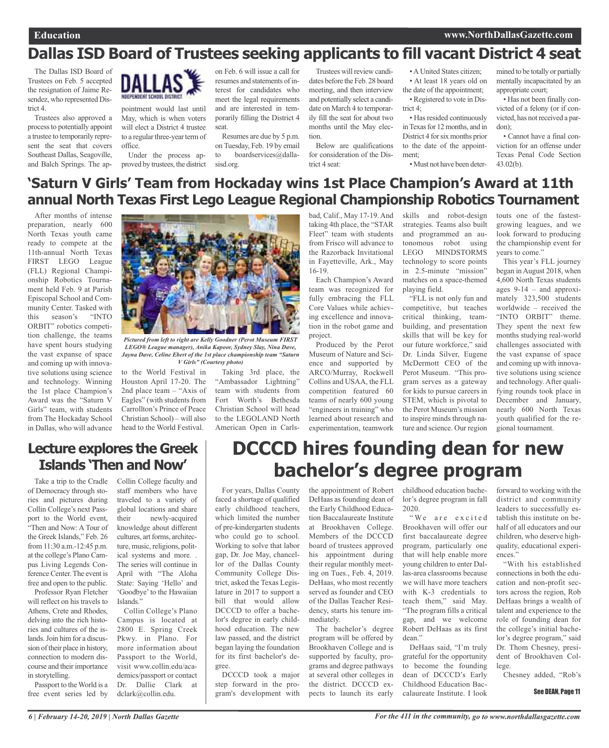# Dallas ISD Board of Trustees seeking applicants to fill vacant District 4 seat

The Dallas ISD Board of Trustees on Feb. 5 accepted the resignation of Jaime Resendez, who represented District 4.

Trustees also approved a process to potentially appoint a trustee to temporarily represent the seat that covers Southeast Dallas, Seagoville, and Balch Springs. The appointment would last until May, which is when voters will elect a District 4 trustee to a regular three-year term of office.

Under the process approved by trustees, the district on Feb. 6 will issue a call for resumes and statements of interest for candidates who meet the legal requirements and are interested in temporarily filling the District 4 seat.

Resumes are due by 5 p.m. on Tuesday, Feb. 19 by email to boardservices@dallasisd.org.

Trustees will review candidates before the Feb. 28 board meeting, and then interview and potentially select a candidate on March 4 to temporarily fill the seat for about two months until the May election.

Below are qualifications for consideration of the District 4 seat:

- A United States citizen;
- At least 18 years old on the date of the appointment;
- Registered to vote in District 4;
- Has resided continuously in Texas for 12 months, and in District 4 for six months prior to the date of the appointment;
- Must not have been determined to be totally or partially mentally incapacitated by an appropriate court;
- Has not been finally convicted of a felony (or if convicted, has not received a pardon);
- Cannot have a final conviction for an offense under Texas Penal Code Section 43.02(b).

# 'Saturn V Girls' Team from Hockaday wins 1st Place Champion's Award at 11th annual North Texas First Lego League Regional Championship Robotics Tournament

After months of intense preparation, nearly 600 North Texas youth came ready to compete at the 11th-annual North Texas FIRST LEGO League (FLL) Regional Championship Robotics Tournament held Feb. 9 at Parish Episcopal School and Community Center. Tasked with this season's "INTO ORBIT" robotics competition challenge, the teams have spent hours studying the vast expanse of space and coming up with innovative solutions using science and technology. Winning the 1st place Champion's Award was the "Saturn V Girls" team, with students from The Hockaday School in Dallas, who will advance to the World Festival in Houston April 17-20. The 2nd place team – "Axis of Eagles" (with students from Carrollton's Prince of Peace Christian School) – will also head to the World Festival.

*Pictured from left to right are Kelly Goodner (Perot Museum FIRST LEGO® League manager), Anika Kapoor, Sydney Slay, Nina Dave, Jayna Dave, Celine Ebert of the 1st place championship team "Saturn V Girls" (Courtesy photo)*

Taking 3rd place, the "Ambassador Lightning" team with students from Fort Worth's Bethesda Christian School will head to the LEGOLAND North American Open in Carlsbad, Calif., May 17-19. And taking 4th place, the "STAR Fleet" team with students from Frisco will advance to the Razorback Invitational in Fayetteville, Ark., May 16-19.

Each Champion's Award team was recognized for fully embracing the FLL Core Values while achieving excellence and innovation in the robot game and project.

Produced by the Perot Museum of Nature and Science and supported by ARCO/Murray, Rockwell Collins and USAA, the FLL competition featured 60 teams of nearly 600 young "engineers in training" who learned about research and experimentation, teamwork skills and robot-design strategies. Teams also built and programmed an autonomous robot using LEGO MINDSTORMS technology to score points in 2.5-minute "mission" matches on a space-themed playing field.

"FLL is not only fun and competitive, but teaches critical thinking, team-building, and presentation skills that will be key for our future workforce," said Dr. Linda Silver, Eugene McDermott CEO of the Perot Museum. "This program serves as a gateway for kids to pursue careers in STEM, which is pivotal to the Perot Museum's mission to inspire minds through nature and science. Our region touts one of the fastest-growing leagues, and we look forward to producing the championship event for years to come."

This year's FLL journey began in August 2018, when 4,600 North Texas students ages 9-14 – and approximately 323,500 students worldwide – received the "INTO ORBIT" theme. They spent the next few months studying real-world challenges associated with the vast expanse of space and coming up with innovative solutions using science and technology. After qualifying rounds took place in December and January, nearly 600 North Texas youth qualified for the regional tournament.

## Lecture explores the Greek Islands 'Then and Now'

Take a trip to the Cradle of Democracy through stories and pictures during Collin College's next Passport to the World event, "Then and Now: A Tour of the Greek Islands," Feb. 26 from 11:30 a.m.-12:45 p.m. at the college's Plano Campus Living Legends Conference Center. The event is free and open to the public.

Professor Ryan Fletcher will reflect on his travels to Athens, Crete and Rhodes, delving into the rich histories and cultures of the islands. Join him for a discussion of their place in history, connection to modern discourse and their importance in storytelling.

Passport to the World is a free event series led by Collin College faculty and staff members who have traveled to a variety of global locations and share their newly-acquired knowledge about different cultures, art forms, architecture, music, religions, political systems and more. . The series will continue in April with "The Aloha State: Saying 'Hello' and 'Goodbye' to the Hawaiian Islands."

Collin College's Plano Campus is located at 2800 E. Spring Creek Pkwy. in Plano. For more information about Passport to the World, visit www.collin.edu/academics/passport or contact Dr. Dallie Clark at dclark@collin.edu.

# DCCCD hires founding dean for new bachelor's degree program

For years, Dallas County faced a shortage of qualified early childhood teachers, which limited the number of pre-kindergarten students who could go to school. Working to solve that labor gap, Dr. Joe May, chancellor of the Dallas County Community College District, asked the Texas Legislature in 2017 to support a bill that would allow DCCCD to offer a bachelor's degree in early childhood education. The new law passed, and the district began laying the foundation for its first bachelor's degree.

DCCCD took a major step forward in the program's development with the appointment of Robert DeHaas as founding dean of the Early Childhood Education Baccalaureate Institute at Brookhaven College. Members of the DCCCD board of trustees approved his appointment during their regular monthly meeting on Tues., Feb. 4, 2019. DeHaas, who most recently served as founder and CEO of the Dallas Teacher Residency, starts his tenure immediately.

The bachelor's degree program will be offered by Brookhaven College and is supported by faculty, programs and degree pathways at several other colleges in the district. DCCCD expects to launch its early childhood education bachelor's degree program in fall 2020.

"We are excited Brookhaven will offer our first baccalaureate degree program, particularly one that will help enable more young children to enter Dallas-area classrooms because we will have more teachers with K-3 credentials to teach them," said May. "The program fills a critical gap, and we welcome Robert DeHaas as its first dean."

DeHaas said, "I'm truly grateful for the opportunity to become the founding dean of DCCCD's Early Childhood Education Baccalaureate Institute. I look forward to working with the district and community leaders to successfully establish this institute on behalf of all educators and our children, who deserve high-quality, educational experiences."

"With his established connections in both the education and non-profit sectors across the region, Rob DeHaas brings a wealth of talent and experience to the role of founding dean for the college's initial bachelor's degree program," said Dr. Thom Chesney, president of Brookhaven College.

Chesney added, "Rob's

See DEAN, Page 11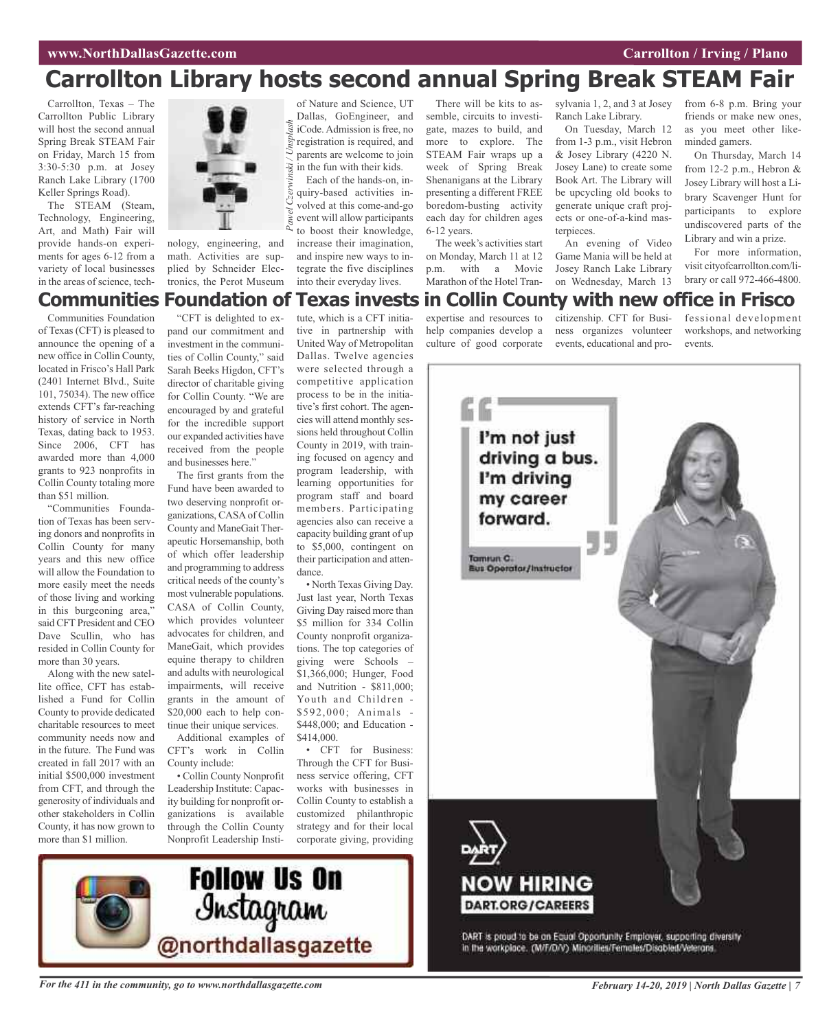# Carrollton Library hosts second annual Spring Break STEAM Fair

Carrollton, Texas – The Carrollton Public Library will host the second annual Spring Break STEAM Fair on Friday, March 15 from 3:30-5:30 p.m. at Josey Ranch Lake Library (1700 Keller Springs Road).

The STEAM (Steam, Technology, Engineering, Art, and Math) Fair will provide hands-on experiments for ages 6-12 from a variety of local businesses in the areas of science, technology, engineering, and math. Activities are supplied by Schneider Electronics, the Perot Museum of Nature and Science, UT Dallas, GoEngineer, and iCode. Admission is free, no registration is required, and parents are welcome to join in the fun with their kids.

*Pawel Czerwinski / Unsplash*

Each of the hands-on, inquiry-based activities involved at this come-and-go event will allow participants to boost their knowledge, increase their imagination, and inspire new ways to integrate the five disciplines into their everyday lives.

There will be kits to assemble, circuits to investigate, mazes to build, and more to explore. The STEAM Fair wraps up a week of Spring Break Shenanigans at the Library presenting a different FREE boredom-busting activity each day for children ages 6-12 years.

The week's activities start on Monday, March 11 at 12 p.m. with a Movie Marathon of the Hotel Transylvania 1, 2, and 3 at Josey Ranch Lake Library.

On Tuesday, March 12 from 1-3 p.m., visit Hebron & Josey Library (4220 N. Josey Lane) to create some Book Art. The Library will be upcycling old books to generate unique craft projects or one-of-a-kind masterpieces.

An evening of Video Game Mania will be held at Josey Ranch Lake Library on Wednesday, March 13 from 6-8 p.m. Bring your friends or make new ones, as you meet other like-minded gamers.

On Thursday, March 14 from 12-2 p.m., Hebron & Josey Library will host a Library Scavenger Hunt for participants to explore undiscovered parts of the Library and win a prize.

For more information, visit cityofcarrollton.com/library or call 972-466-4800.

# Communities Foundation of Texas invests in Collin County with new office in Frisco

Communities Foundation of Texas (CFT) is pleased to announce the opening of a new office in Collin County, located in Frisco's Hall Park (2401 Internet Blvd., Suite 101, 75034). The new office extends CFT's far-reaching history of service in North Texas, dating back to 1953. Since 2006, CFT has awarded more than 4,000 grants to 923 nonprofits in Collin County totaling more than $51 million.

"Communities Foundation of Texas has been serving donors and nonprofits in Collin County for many years and this new office will allow the Foundation to more easily meet the needs of those living and working in this burgeoning area," said CFT President and CEO Dave Scullin, who has resided in Collin County for more than 30 years.

Along with the new satellite office, CFT has established a Fund for Collin County to provide dedicated charitable resources to meet community needs now and in the future. The Fund was created in fall 2017 with an initial $500,000 investment from CFT, and through the generosity of individuals and other stakeholders in Collin County, it has now grown to more than $1 million.

"CFT is delighted to expand our commitment and investment in the communities of Collin County," said Sarah Beeks Higdon, CFT's director of charitable giving for Collin County. "We are encouraged by and grateful for the incredible support our expanded activities have received from the people and businesses here."

The first grants from the Fund have been awarded to two deserving nonprofit organizations, CASA of Collin County and ManeGait Therapeutic Horsemanship, both of which offer leadership and programming to address critical needs of the county's most vulnerable populations. CASA of Collin County, which provides volunteer advocates for children, and ManeGait, which provides equine therapy to children and adults with neurological impairments, will receive grants in the amount of $20,000 each to help continue their unique services.

Additional examples of CFT's work in Collin County include:

• Collin County Nonprofit Leadership Institute: Capacity building for nonprofit organizations is available through the Collin County Nonprofit Leadership Institute, which is a CFT initiative in partnership with United Way of Metropolitan Dallas. Twelve agencies were selected through a competitive application process to be in the initiative's first cohort. The agencies will attend monthly sessions held throughout Collin County in 2019, with training focused on agency and program leadership, with learning opportunities for program staff and board members. Participating agencies also can receive a capacity building grant of up to $5,000, contingent on their participation and attendance.

• North Texas Giving Day. Just last year, North Texas Giving Day raised more than $5 million for 334 Collin County nonprofit organizations. The top categories of giving were Schools – $1,366,000; Hunger, Food and Nutrition - $811,000; Youth and Children - $592,000; Animals - $448,000; and Education - $414,000.

• CFT for Business: Through the CFT for Business service offering, CFT works with businesses in Collin County to establish a customized philanthropic strategy and for their local corporate giving, providing expertise and resources to help companies develop a culture of good corporate citizenship. CFT for Business organizes volunteer events, educational and professional development workshops, and networking events.

Follow Us On Instagram @northdallasgazette

"I'm not just driving a bus. I'm driving my career forward."

Tamrun C.
Bus Operator/Instructor

DART NOW HIRING DART.ORG/CAREERS

DART is proud to be an Equal Opportunity Employer, supporting diversity in the workplace. (M/F/D/V) Minorities/Females/Disabled/Veterans.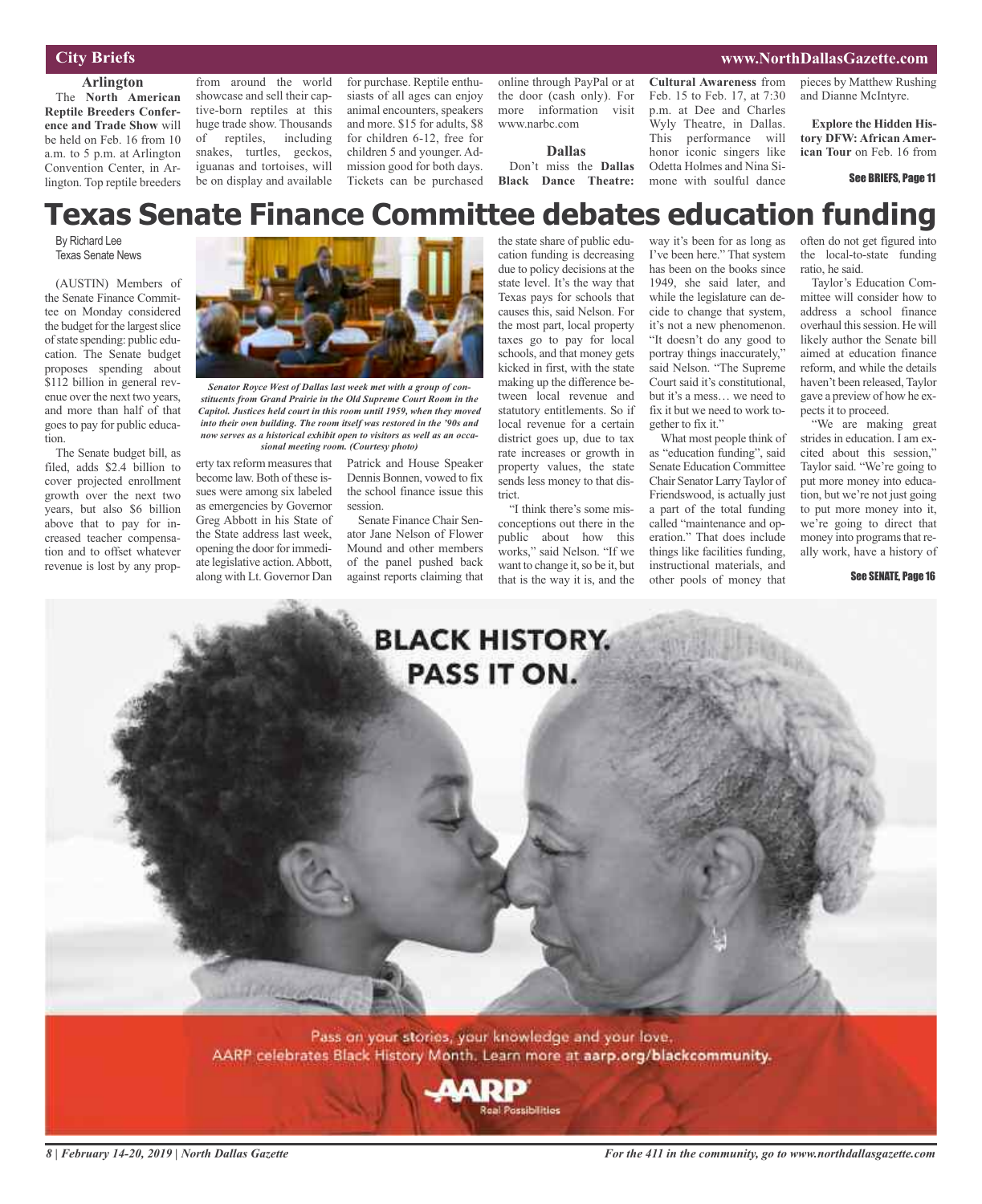## City Briefs

### Arlington

The **North American Reptile Breeders Conference and Trade Show** will be held on Feb. 16 from 10 a.m. to 5 p.m. at Arlington Convention Center, in Arlington. Top reptile breeders from around the world showcase and sell their captive-born reptiles at this huge trade show. Thousands of reptiles, including snakes, turtles, geckos, iguanas and tortoises, will be on display and available for purchase. Reptile enthusiasts of all ages can enjoy animal encounters, speakers and more. $15 for adults, $8 for children 6-12, free for children 5 and younger. Admission good for both days. Tickets can be purchased online through PayPal or at the door (cash only). For more information visit www.narbc.com

### Dallas

Don't miss the **Dallas Black Dance Theatre: Cultural Awareness** from Feb. 15 to Feb. 17, at 7:30 p.m. at Dee and Charles Wyly Theatre, in Dallas. This performance will honor iconic singers like Odetta Holmes and Nina Simone with soulful dance pieces by Matthew Rushing and Dianne McIntyre.

**Explore the Hidden History DFW: African American Tour** on Feb. 16 from

See BRIEFS, Page 11

# Texas Senate Finance Committee debates education funding

By Richard Lee
Texas Senate News

(AUSTIN) Members of the Senate Finance Committee on Monday considered the budget for the largest slice of state spending: public education. The Senate budget proposes spending about $112 billion in general revenue over the next two years, and more than half of that goes to pay for public education.

*Senator Royce West of Dallas last week met with a group of constituents from Grand Prairie in the Old Supreme Court Room in the Capitol. Justices held court in this room until 1959, when they moved into their own building. The room itself was restored in the '90s and now serves as a historical exhibit open to visitors as well as an occasional meeting room. (Courtesy photo)*

The Senate budget bill, as filed, adds $2.4 billion to cover projected enrollment growth over the next two years, but also $6 billion above that to pay for increased teacher compensation and to offset whatever revenue is lost by any property tax reform measures that become law. Both of these issues were among six labeled as emergencies by Governor Greg Abbott in his State of the State address last week, opening the door for immediate legislative action. Abbott, along with Lt. Governor Dan Patrick and House Speaker Dennis Bonnen, vowed to fix the school finance issue this session.

Senate Finance Chair Senator Jane Nelson of Flower Mound and other members of the panel pushed back against reports claiming that the state share of public education funding is decreasing due to policy decisions at the state level. It's the way that Texas pays for schools that causes this, said Nelson. For the most part, local property taxes go to pay for local schools, and that money gets kicked in first, with the state making up the difference between local revenue and statutory entitlements. So if local revenue for a certain district goes up, due to tax rate increases or growth in property values, the state sends less money to that district.

"I think there's some misconceptions out there in the public about how this works," said Nelson. "If we want to change it, so be it, but that is the way it is, and the way it's been for as long as I've been here." That system has been on the books since 1949, she said later, and while the legislature can decide to change that system, it's not a new phenomenon. "It doesn't do any good to portray things inaccurately," said Nelson. "The Supreme Court said it's constitutional, but it's a mess… we need to fix it but we need to work together to fix it."

What most people think of as "education funding", said Senate Education Committee Chair Senator Larry Taylor of Friendswood, is actually just a part of the total funding called "maintenance and operation." That does include things like facilities funding, instructional materials, and other pools of money that often do not get figured into the local-to-state funding ratio, he said.

Taylor's Education Committee will consider how to address a school finance overhaul this session. He will likely author the Senate bill aimed at education finance reform, and while the details haven't been released, Taylor gave a preview of how he expects it to proceed.

"We are making great strides in education. I am excited about this session," Taylor said. "We're going to put more money into education, but we're not just going to put more money into it, we're going to direct that money into programs that really work, have a history of

See SENATE, Page 16

BLACK HISTORY.
PASS IT ON.

Pass on your stories, your knowledge and your love.
AARP celebrates Black History Month. Learn more at **aarp.org/blackcommunity.**

AARP Real Possibilities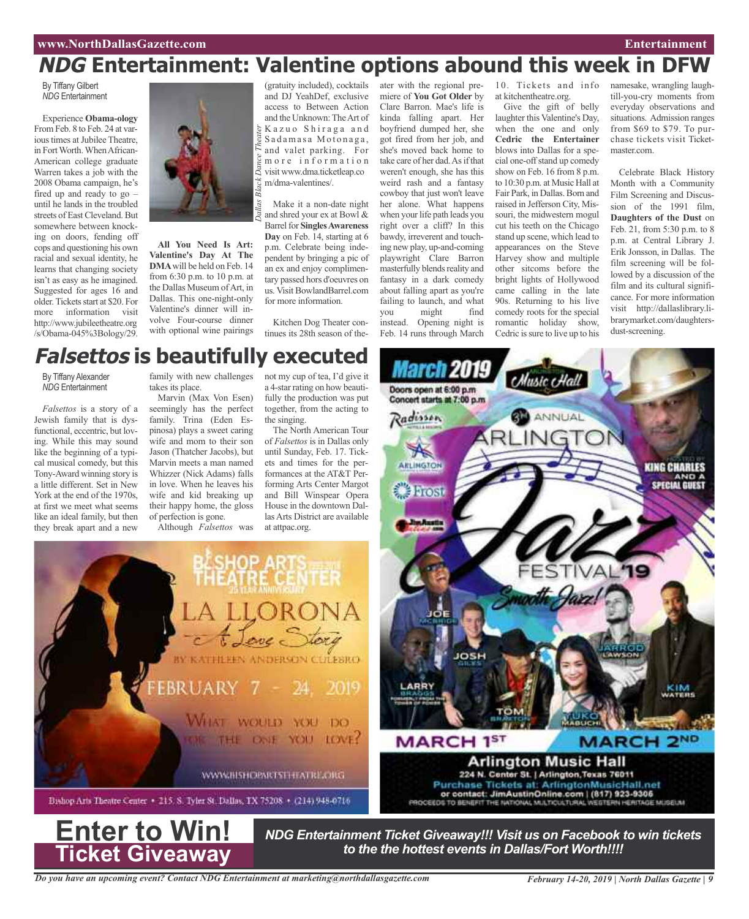# *NDG* Entertainment: Valentine options abound this week in DFW

By Tiffany Gilbert
*NDG* Entertainment

Experience **Obama-ology** From Feb. 8 to Feb. 24 at various times at Jubilee Theatre, in Fort Worth. When African-American college graduate Warren takes a job with the 2008 Obama campaign, he's fired up and ready to go – until he lands in the troubled streets of East Cleveland. But somewhere between knocking on doors, fending off cops and questioning his own racial and sexual identity, he learns that changing society isn't as easy as he imagined. Suggested for ages 16 and older. Tickets start at $20. For more information visit http://www.jubileetheatre.org/s/Obama-045%3Bology/29.

*Dallas Black Dance Theater*

**All You Need Is Art: Valentine's Day At The DMA** will be held on Feb. 14 from 6:30 p.m. to 10 p.m. at the Dallas Museum of Art, in Dallas. This one-night-only Valentine's dinner will involve Four-course dinner with optional wine pairings (gratuity included), cocktails and DJ YeahDef, exclusive access to Between Action and the Unknown: The Art of Kazuo Shiraga and Sadamasa Motonaga, and valet parking. For more information visit www.dma.ticketleap.com/dma-valentines/.

Make it a non-date night and shred your ex at Bowl & Barrel for **Singles Awareness Day** on Feb. 14, starting at 6 p.m. Celebrate being independent by bringing a pic of an ex and enjoy complimentary passed hors d'oeuvres on us. Visit BowlandBarrel.com for more information.

Kitchen Dog Theater continues its 28th season of theater with the regional premiere of **You Got Older** by Clare Barron. Mae's life is kinda falling apart. Her boyfriend dumped her, she got fired from her job, and she's moved back home to take care of her dad. As if that weren't enough, she has this weird rash and a fantasy cowboy that just won't leave her alone. What happens when your life path leads you right over a cliff? In this bawdy, irreverent and touching new play, up-and-coming playwright Clare Barron masterfully blends reality and fantasy in a dark comedy about falling apart as you're failing to launch, and what you might find instead. Opening night is Feb. 14 runs through March 10. Tickets and info at kitchentheatre.org.

Give the gift of belly laughter this Valentine's Day, when the one and only **Cedric the Entertainer** blows into Dallas for a special one-off stand up comedy show on Feb. 16 from 8 p.m. to 10:30 p.m. at Music Hall at Fair Park, in Dallas. Born and raised in Jefferson City, Missouri, the midwestern mogul cut his teeth on the Chicago stand up scene, which lead to appearances on the Steve Harvey show and multiple other sitcoms before the bright lights of Hollywood came calling in the late 90s. Returning to his live comedy roots for the special romantic holiday show, Cedric is sure to live up to his namesake, wrangling laugh-till-you-cry moments from everyday observations and situations. Admission ranges from $69 to $79. To purchase tickets visit Ticketmaster.com.

Celebrate Black History Month with a Community Film Screening and Discussion of the 1991 film, **Daughters of the Dust** on Feb. 21, from 5:30 p.m. to 8 p.m. at Central Library J. Erik Jonsson, in Dallas. The film screening will be followed by a discussion of the film and its cultural significance. For more information visit http://dallaslibrary.librarymarket.com/daughters-dust-screening.

# *Falsettos* is beautifully executed

By Tiffany Alexander
*NDG* Entertainment

*Falsettos* is a story of a Jewish family that is dysfunctional, eccentric, but loving. While this may sound like the beginning of a typical musical comedy, but this Tony-Award winning story is a little different. Set in New York at the end of the 1970s, at first we meet what seems like an ideal family, but then they break apart and a new family with new challenges takes its place.

Marvin (Max Von Esen) seemingly has the perfect family. Trina (Eden Espinosa) plays a sweet caring wife and mom to their son Jason (Thatcher Jacobs), but Marvin meets a man named Whizzer (Nick Adams) falls in love. When he leaves his wife and kid breaking up their happy home, the gloss of perfection is gone.

Although *Falsettos* was not my cup of tea, I'd give it a 4-star rating on how beautifully the production was put together, from the acting to the singing.

The North American Tour of *Falsettos* is in Dallas only until Sunday, Feb. 17. Tickets and times for the performances at the AT&T Performing Arts Center Margot and Bill Winspear Opera House in the downtown Dallas Arts District are available at attpac.org.

BISHOP ARTS THEATRE CENTER 25 YEAR ANNIVERSARY

LA LLORONA
A Love Story
BY KATHLEEN ANDERSON CULEBRO

FEBRUARY 7 - 24, 2019

WHAT WOULD YOU DO FOR THE ONE YOU LOVE?

WWW.BISHOPARTSTHEATRE.ORG

Bishop Arts Theatre Center • 215 S. Tyler St. Dallas, TX 75208 • (214) 948-0716

March 2019
Doors open at 6:00 p.m
Concert starts at 7:00 p.m

Arlington Music Hall

3rd ANNUAL ARLINGTON Jazz FESTIVAL'19
Smooth Jazz!

Hosted by KING CHARLES AND A SPECIAL GUEST

Radisson · Arlington · Frost · Jim Austin Online

JOE MCBRIDE · JOSH GILES · LARRY BRAGGS (FORMERLY FROM THE TOWER OF POWER) · TOM BRAXTON · YUKO MABUCHI · JARROD LAWSON · KIM WATERS

MARCH 1ST · MARCH 2ND

Arlington Music Hall
224 N. Center St. | Arlington, Texas 76011
Purchase Tickets at: ArlingtonMusicHall.net
or contact: JimAustinOnline.com | (817) 923-9305
PROCEEDS TO BENEFIT THE NATIONAL MULTICULTURAL WESTERN HERITAGE MUSEUM

**Enter to Win!**
**Ticket Giveaway**

***NDG Entertainment Ticket Giveaway!!! Visit us on Facebook to win tickets to the the hottest events in Dallas/Fort Worth!!!!***

*Do you have an upcoming event? Contact NDG Entertainment at marketing@northdallasgazette.com*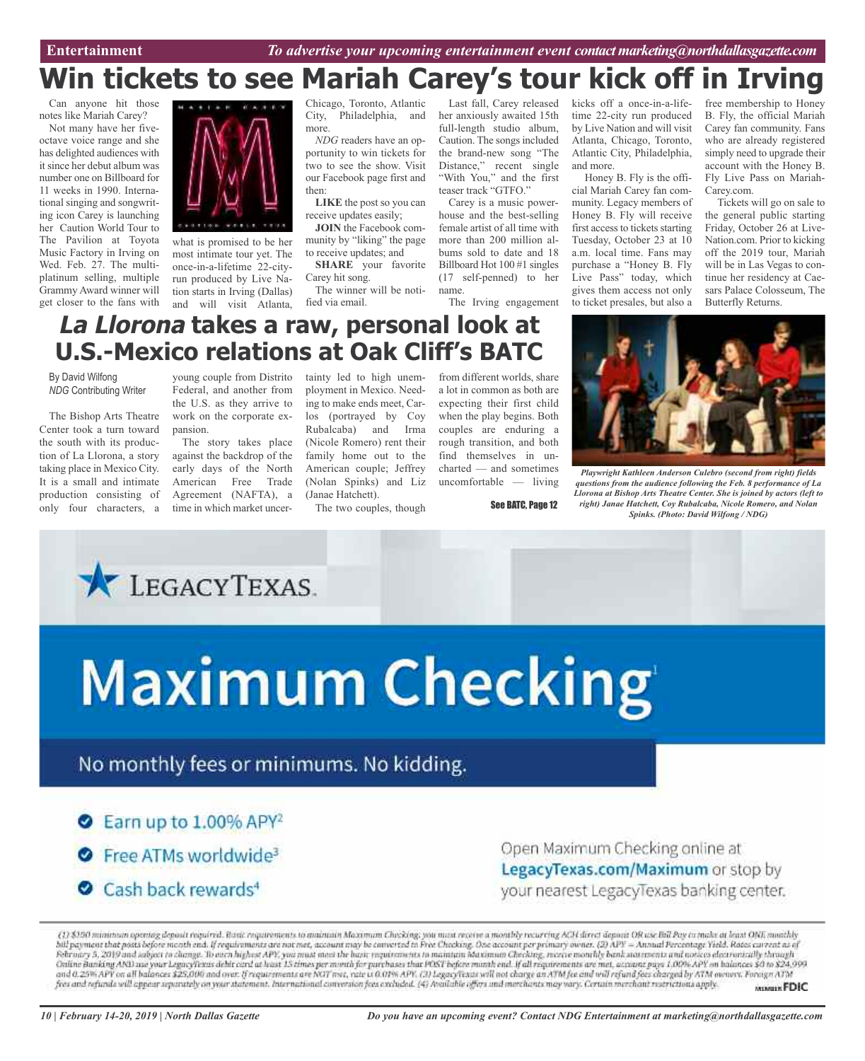Entertainment *To advertise your upcoming entertainment event contact marketing@northdallasgazette.com*

# Win tickets to see Mariah Carey's tour kick off in Irving

Can anyone hit those notes like Mariah Carey?

Not many have her five-octave voice range and she has delighted audiences with it since her debut album was number one on Billboard for 11 weeks in 1990. International singing and songwriting icon Carey is launching her Caution World Tour to The Pavilion at Toyota Music Factory in Irving on Wed. Feb. 27. The multi-platinum selling, multiple Grammy Award winner will get closer to the fans with what is promised to be her most intimate tour yet. The once-in-a-lifetime 22-city-run produced by Live Nation starts in Irving (Dallas) and will visit Atlanta, Chicago, Toronto, Atlantic City, Philadelphia, and more.

*NDG* readers have an opportunity to win tickets for two to see the show. Visit our Facebook page first and then:

**LIKE** the post so you can receive updates easily;

**JOIN** the Facebook community by "liking" the page to receive updates; and

**SHARE** your favorite Carey hit song.

The winner will be notified via email.

Last fall, Carey released her anxiously awaited 15th full-length studio album, Caution. The songs included the brand-new song "The Distance," recent single "With You," and the first teaser track "GTFO."

Carey is a music powerhouse and the best-selling female artist of all time with more than 200 million albums sold to date and 18 Billboard Hot 100 #1 singles (17 self-penned) to her name.

The Irving engagement kicks off a once-in-a-lifetime 22-city run produced by Live Nation and will visit Atlanta, Chicago, Toronto, Atlantic City, Philadelphia, and more.

Honey B. Fly is the official Mariah Carey fan community. Legacy members of Honey B. Fly will receive first access to tickets starting Tuesday, October 23 at 10 a.m. local time. Fans may purchase a "Honey B. Fly Live Pass" today, which gives them access not only to ticket presales, but also a free membership to Honey B. Fly, the official Mariah Carey fan community. Fans who are already registered simply need to upgrade their account with the Honey B. Fly Live Pass on MariahCarey.com.

Tickets will go on sale to the general public starting Friday, October 26 at LiveNation.com. Prior to kicking off the 2019 tour, Mariah will be in Las Vegas to continue her residency at Caesars Palace Colosseum, The Butterfly Returns.

# *La Llorona* takes a raw, personal look at U.S.-Mexico relations at Oak Cliff's BATC

By David Wilfong
*NDG* Contributing Writer

The Bishop Arts Theatre Center took a turn toward the south with its production of La Llorona, a story taking place in Mexico City. It is a small and intimate production consisting of only four characters, a young couple from Distrito Federal, and another from the U.S. as they arrive to work on the corporate expansion.

The story takes place against the backdrop of the early days of the North American Free Trade Agreement (NAFTA), a time in which market uncertainty led to high unemployment in Mexico. Needing to make ends meet, Carlos (portrayed by Coy Rubalcaba) and Irma (Nicole Romero) rent their family home out to the American couple; Jeffrey (Nolan Spinks) and Liz (Janae Hatchett).

The two couples, though from different worlds, share a lot in common as both are expecting their first child when the play begins. Both couples are enduring a rough transition, and both find themselves in uncharted — and sometimes uncomfortable — living

See BATC, Page 12

*Playwright Kathleen Anderson Culebro (second from right) fields questions from the audience following the Feb. 8 performance of La Llorona at Bishop Arts Theatre Center. She is joined by actors (left to right) Janae Hatchett, Coy Rubalcaba, Nicole Romero, and Nolan Spinks. (Photo: David Wilfong / NDG)*

LegacyTexas.

# Maximum Checking[1]

No monthly fees or minimums. No kidding.

- Earn up to 1.00% APY[2]
- Free ATMs worldwide[3]
- Cash back rewards[4]

Open Maximum Checking online at **LegacyTexas.com/Maximum** or stop by your nearest LegacyTexas banking center.

(1) $150 minimum opening deposit required. Basic requirements to maintain Maximum Checking: you must receive a monthly recurring ACH direct deposit OR use Bill Pay to make at least ONE monthly bill payment that posts before month end. If requirements are not met, account may be converted to Free Checking. One account per primary owner. (2) APY = Annual Percentage Yield. Rates current as of February 5, 2019 and subject to change. To earn highest APY, you must meet the basic requirements to maintain Maximum Checking, receive monthly bank statements and notices electronically through Online Banking AND use your LegacyTexas debit card at least 15 times per month for purchases that POST before month end. If all requirements are met, account pays 1.00% APY on balances $0 to $24,999 and 0.25% APY on all balances $25,000 and over. If requirements are NOT met, rate is 0.01% APY. (3) LegacyTexas will not charge an ATM fee and will refund fees charged by ATM owners. Foreign ATM fees and refunds will appear separately on your statement. International conversion fees excluded. (4) Available offers and merchants may vary. Certain merchant restrictions apply. MEMBER FDIC

Do you have an upcoming event? Contact NDG Entertainment at marketing@northdallasgazette.com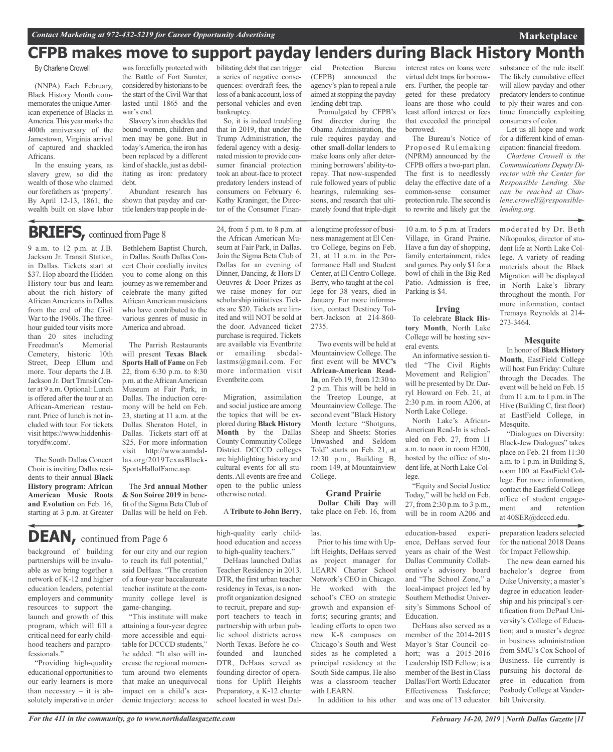Contact Marketing at 972-432-5219 for Career Opportunity Advertising

Marketplace

# CFPB makes move to support payday lenders during Black History Month

By Charlene Crowell

(NNPA) Each February, Black History Month commemorates the unique American experience of Blacks in America. This year marks the 400th anniversary of the Jamestown, Virginia arrival of captured and shackled Africans.

In the ensuing years, as slavery grew, so did the wealth of those who claimed our forefathers as 'property'. By April 12-13, 1861, the wealth built on slave labor was forcefully protected with the Battle of Fort Sumter, considered by historians to be the start of the Civil War that lasted until 1865 and the war's end.

Slavery's iron shackles that bound women, children and men may be gone. But in today's America, the iron has been replaced by a different kind of shackle, just as debilitating as iron: predatory debt.

Abundant research has shown that payday and car-title lenders trap people in debilitating debt that can trigger a series of negative consequences: overdraft fees, the loss of a bank account, loss of personal vehicles and even bankruptcy.

So, it is indeed troubling that in 2019, that under the Trump Administration, the federal agency with a designated mission to provide consumer financial protection took an about-face to protect predatory lenders instead of consumers on February 6. Kathy Kraninger, the Director of the Consumer Financial Protection Bureau (CFPB) announced the agency's plan to repeal a rule aimed at stopping the payday lending debt trap.

Promulgated by CFPB's first director during the Obama Administration, the rule requires payday and other small-dollar lenders to make loans only after determining borrowers' ability-to-repay. That now-suspended rule followed years of public hearings, rulemaking sessions, and research that ultimately found that triple-digit interest rates on loans were virtual debt traps for borrowers. Further, the people targeted for these predatory loans are those who could least afford interest or fees that exceeded the principal borrowed.

The Bureau's Notice of Proposed Rulemaking (NPRM) announced by the CFPB offers a two-part plan. The first is to needlessly delay the effective date of a common-sense consumer protection rule. The second is to rewrite and likely gut the substance of the rule itself. The likely cumulative effect will allow payday and other predatory lenders to continue to ply their wares and continue financially exploiting consumers of color.

Let us all hope and work for a different kind of emancipation: financial freedom.

*Charlene Crowell is the Communications Deputy Director with the Center for Responsible Lending. She can be reached at Charlene.crowell@responsiblelending.org.*

## BRIEFS, continued from Page 8

9 a.m. to 12 p.m. at J.B. Jackson Jr. Transit Station, in Dallas. Tickets start at $37. Hop aboard the Hidden History tour bus and learn about the rich history of African Americans in Dallas from the end of the Civil War to the 1960s. The three-hour guided tour visits more than 20 sites including Freedman's Memorial Cemetery, historic 10th Street, Deep Ellum and more. Tour departs the J.B. Jackson Jr. Dart Transit Center at 9 a.m. Optional: Lunch is offered after the tour at an African-American restaurant. Price of lunch is not included with tour. For tickets visit https://www.hiddenhistorydfw.com/.

The South Dallas Concert Choir is inviting Dallas residents to their annual **Black History program: African American Music Roots and Evolution** on Feb. 16, starting at 3 p.m. at Greater Bethlehem Baptist Church, in Dallas. South Dallas Concert Choir cordially invites you to come along on this journey as we remember and celebrate the many gifted African American musicians who have contributed to the various genres of music in America and abroad.

The Parrish Restaurants will present **Texas Black Sports Hall of Fame** on Feb 22, from 6:30 p.m. to 8:30 p.m. at the African American Museum at Fair Park, in Dallas. The induction ceremony will be held on Feb. 23, starting at 11 a.m. at the Dallas Sheraton Hotel, in Dallas. Tickets start off at $25. For more information visit http://www.aamdallas.org/2019TexasBlackSportsHallofFame.asp.

The **3rd annual Mother & Son Soiree 2019** in benefit of the Sigma Beta Club of Dallas will be held on Feb. 24, from 5 p.m. to 8 p.m. at the African American Museum at Fair Park, in Dallas. Join the Sigma Beta Club of Dallas for an evening of Dinner, Dancing, & Hors D' Oeuvres & Door Prizes as we raise money for our scholarship initiatives. Tickets are $20. Tickets are limited and will NOT be sold at the door. Advanced ticket purchase is required. Tickets are available via Eventbrite or emailing sbcdallastms@gmail.com. For more information visit Eventbrite.com.

Migration, assimilation and social justice are among the topics that will be explored during **Black History Month** by the Dallas County Community College District. DCCCD colleges are highlighting history and cultural events for all students. All events are free and open to the public unless otherwise noted.

A **Tribute to John Berry**, a longtime professor of business management at El Centro College, begins on Feb. 21, at 11 a.m. in the Performance Hall and Student Center, at El Centro College. Berry, who taught at the college for 38 years, died in January. For more information, contact Destiney Tolbert-Jackson at 214-860-2735.

Two events will be held at Mountainview College. The first event will be **MVC's African-American Read-In**, on Feb.19, from 12:30 to 2 p.m. This will be held in the Treetop Lounge, at Mountainview College. The second event "Black History Month lecture "Shotguns, Sheep and Sheets: Stories Unwashed and Seldom Told" starts on Feb. 21, at 12:30 p.m., Building B, room 149, at Mountainview College.

### Grand Prairie

**Dollar Chili Day** will take place on Feb. 16, from 10 a.m. to 5 p.m. at Traders Village, in Grand Prairie. Have a fun day of shopping, family entertainment, rides and games. Pay only $1 for a bowl of chili in the Big Red Patio. Admission is free, Parking is $4.

### Irving

To celebrate **Black History Month**, North Lake College will be hosting several events.

An informative session titled "The Civil Rights Movement and Religion" will be presented by Dr. Darryl Howard on Feb. 21, at 2:30 p.m. in room A206, at North Lake College.

North Lake's African-American Read-In is scheduled on Feb. 27, from 11 a.m. to noon in room H200, hosted by the office of student life, at North Lake College.

"Equity and Social Justice Today," will be held on Feb. 27, from 2:30 p.m. to 3 p.m., will be in room A206 and moderated by Dr. Beth Nikopoulos, director of student life at North Lake College. A variety of reading materials about the Black Migration will be displayed in North Lake's library throughout the month. For more information, contact Tremaya Reynolds at 214-273-3464.

### Mesquite

In honor of **Black History Month**, EastField College will host Fun Friday: Culture through the Decades. The event will be held on Feb. 15 from 11 a.m. to 1 p.m. in The Hive (Building C, first floor) at EastField College, in Mesquite.

"Dialogues on Diversity: Black-Jew Dialogues" takes place on Feb. 21 from 11:30 a.m. to 1 p.m. in Building S, room 100. at EastField College. For more information, contact the Eastfield College office of student engagement and retention at 40SER@dcccd.edu.

## DEAN, continued from Page 6

background of building partnerships will be invaluable as we bring together a network of K-12 and higher education leaders, potential employers and community resources to support the launch and growth of this program, which will fill a critical need for early childhood teachers and paraprofessionals."

"Providing high-quality educational opportunities to our early learners is more than necessary – it is absolutely imperative in order for our city and our region to reach its full potential," said DeHaas. "The creation of a four-year baccalaureate teacher institute at the community college level is game-changing.

"This institute will make attaining a four-year degree more accessible and equitable for DCCCD students," he added. "It also will increase the regional momentum around two elements that make an unequivocal impact on a child's academic trajectory: access to high-quality early childhood education and access to high-quality teachers."

DeHaas launched Dallas Teacher Residency in 2013. DTR, the first urban teacher residency in Texas, is a nonprofit organization designed to recruit, prepare and support teachers to teach in partnership with urban public school districts across North Texas. Before he co-founded and launched DTR, DeHaas served as founding director of operations for Uplift Heights Preparatory, a K-12 charter school located in west Dallas.

Prior to his time with Uplift Heights, DeHaas served as project manager for LEARN Charter School Network's CEO in Chicago. He worked with the school's CEO on strategic growth and expansion efforts; securing grants; and leading efforts to open two new K-8 campuses on Chicago's South and West sides as he completed a principal residency at the South Side campus. He also was a classroom teacher with LEARN.

In addition to his other education-based experience, DeHaas served four years as chair of the West Dallas Community Collaborative's advisory board and "The School Zone," a local-impact project led by Southern Methodist University's Simmons School of Education.

DeHaas also served as a member of the 2014-2015 Mayor's Star Council cohort; was a 2015-2016 Leadership ISD Fellow; is a member of the Best in Class Dallas/Fort Worth Educator Effectiveness Taskforce; and was one of 13 educator preparation leaders selected for the national 2018 Deans for Impact Fellowship.

The new dean earned his bachelor's degree from Duke University; a master's degree in education leadership and his principal's certification from DePaul University's College of Education; and a master's degree in business administration from SMU's Cox School of Business. He currently is pursuing his doctoral degree in education from Peabody College at Vanderbilt University.

*For the 411 in the community, go to www.northdallasgazette.com*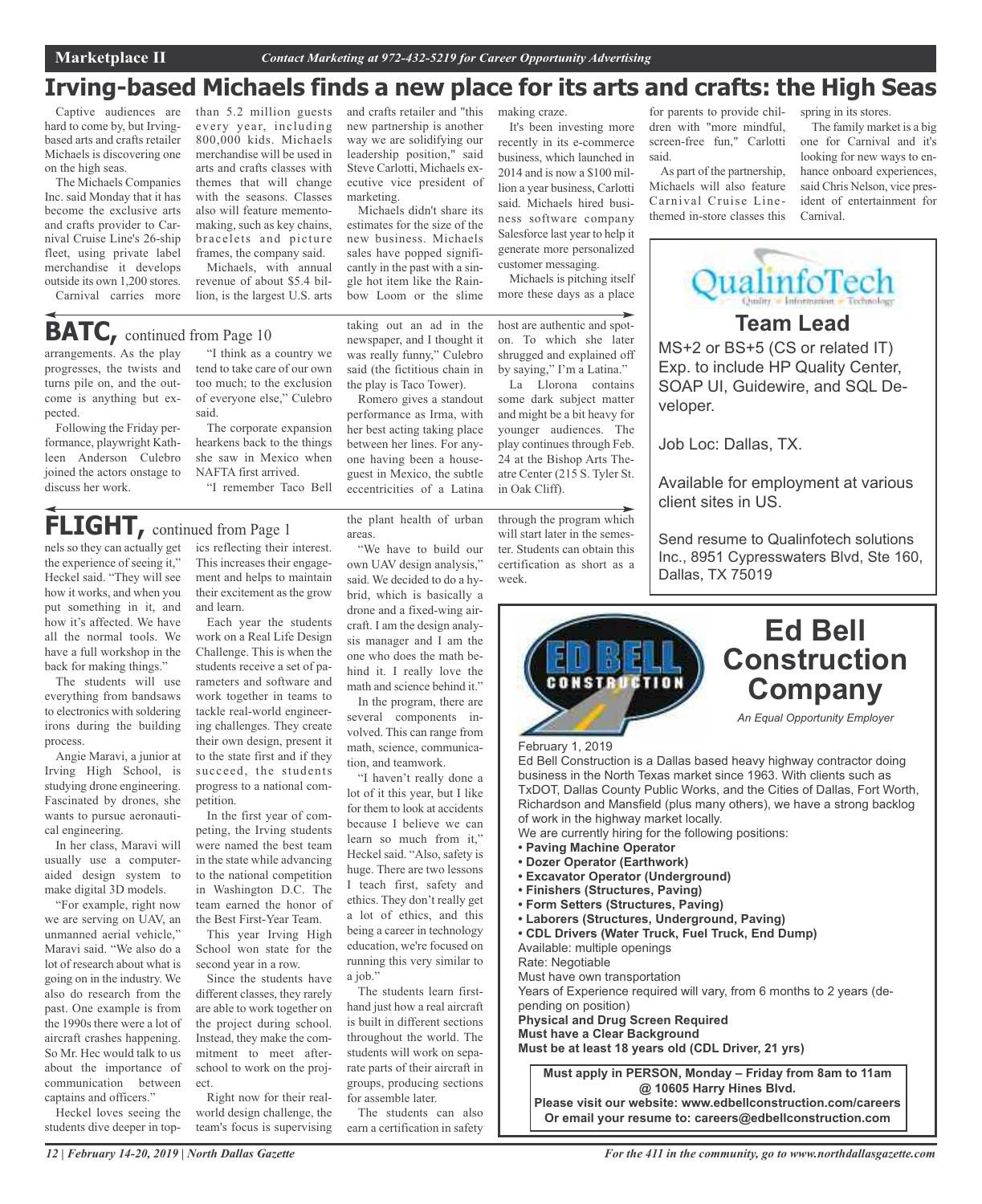Marketplace II *Contact Marketing at 972-432-5219 for Career Opportunity Advertising*

# Irving-based Michaels finds a new place for its arts and crafts: the High Seas

Captive audiences are hard to come by, but Irving-based arts and crafts retailer Michaels is discovering one on the high seas.

The Michaels Companies Inc. said Monday that it has become the exclusive arts and crafts provider to Carnival Cruise Line's 26-ship fleet, using private label merchandise it develops outside its own 1,200 stores.

Carnival carries more than 5.2 million guests every year, including 800,000 kids. Michaels merchandise will be used in arts and crafts classes with themes that will change with the seasons. Classes also will feature memento-making, such as key chains, bracelets and picture frames, the company said.

Michaels, with annual revenue of about $5.4 billion, is the largest U.S. arts and crafts retailer and "this new partnership is another way we are solidifying our leadership position," said Steve Carlotti, Michaels executive vice president of marketing.

Michaels didn't share its estimates for the size of the new business. Michaels sales have popped significantly in the past with a single hot item like the Rainbow Loom or the slime making craze.

It's been investing more recently in its e-commerce business, which launched in 2014 and is now a $100 million a year business, Carlotti said. Michaels hired business software company Salesforce last year to help it generate more personalized customer messaging.

Michaels is pitching itself more these days as a place for parents to provide children with "more mindful, screen-free fun," Carlotti said.

As part of the partnership, Michaels will also feature Carnival Cruise Line-themed in-store classes this spring in its stores.

The family market is a big one for Carnival and it's looking for new ways to enhance onboard experiences, said Chris Nelson, vice president of entertainment for Carnival.

## BATC, continued from Page 10

arrangements. As the play progresses, the twists and turns pile on, and the outcome is anything but expected.

Following the Friday performance, playwright Kathleen Anderson Culebro joined the actors onstage to discuss her work.

"I think as a country we tend to take care of our own too much; to the exclusion of everyone else," Culebro said.

The corporate expansion hearkens back to the things she saw in Mexico when NAFTA first arrived.

"I remember Taco Bell taking out an ad in the newspaper, and I thought it was really funny," Culebro said (the fictitious chain in the play is Taco Tower).

Romero gives a standout performance as Irma, with her best acting taking place between her lines. For anyone having been a houseguest in Mexico, the subtle eccentricities of a Latina host are authentic and spot-on. To which she later shrugged and explained off by saying," I'm a Latina."

La Llorona contains some dark subject matter and might be a bit heavy for younger audiences. The play continues through Feb. 24 at the Bishop Arts Theatre Center (215 S. Tyler St. in Oak Cliff).

## FLIGHT, continued from Page 1

nels so they can actually get the experience of seeing it," Heckel said. "They will see how it works, and when you put something in it, and how it's affected. We have all the normal tools. We have a full workshop in the back for making things."

The students will use everything from bandsaws to electronics with soldering irons during the building process.

Angie Maravi, a junior at Irving High School, is studying drone engineering. Fascinated by drones, she wants to pursue aeronautical engineering.

In her class, Maravi will usually use a computer-aided design system to make digital 3D models.

"For example, right now we are serving on UAV, an unmanned aerial vehicle," Maravi said. "We also do a lot of research about what is going on in the industry. We also do research from the past. One example is from the 1990s there were a lot of aircraft crashes happening. So Mr. Hec would talk to us about the importance of communication between captains and officers."

Heckel loves seeing the students dive deeper in topics reflecting their interest. This increases their engagement and helps to maintain their excitement as the grow and learn.

Each year the students work on a Real Life Design Challenge. This is when the students receive a set of parameters and software and work together in teams to tackle real-world engineering challenges. They create their own design, present it to the state first and if they succeed, the students progress to a national competition.

In the first year of competing, the Irving students were named the best team in the state while advancing to the national competition in Washington D.C. The team earned the honor of the Best First-Year Team.

This year Irving High School won state for the second year in a row.

Since the students have different classes, they rarely are able to work together on the project during school. Instead, they make the commitment to meet after-school to work on the project.

Right now for their real-world design challenge, the team's focus is supervising the plant health of urban areas.

"We have to build our own UAV design analysis," said. We decided to do a hybrid, which is basically a drone and a fixed-wing aircraft. I am the design analysis manager and I am the one who does the math behind it. I really love the math and science behind it."

In the program, there are several components involved. This can range from math, science, communication, and teamwork.

"I haven't really done a lot of it this year, but I like for them to look at accidents because I believe we can learn so much from it," Heckel said. "Also, safety is huge. There are two lessons I teach first, safety and ethics. They don't really get a lot of ethics, and this being a career in technology education, we're focused on running this very similar to a job."

The students learn first-hand just how a real aircraft is built in different sections throughout the world. The students will work on separate parts of their aircraft in groups, producing sections for assemble later.

The students can also earn a certification in safety through the program which will start later in the semester. Students can obtain this certification as short as a week.

---

QualinfoTech
Quality • Information • Technology

**Team Lead**

MS+2 or BS+5 (CS or related IT) Exp. to include HP Quality Center, SOAP UI, Guidewire, and SQL Developer.

Job Loc: Dallas, TX.

Available for employment at various client sites in US.

Send resume to Qualinfotech solutions Inc., 8951 Cypresswaters Blvd, Ste 160, Dallas, TX 75019

---

ED BELL CONSTRUCTION

## Ed Bell Construction Company

*An Equal Opportunity Employer*

February 1, 2019

Ed Bell Construction is a Dallas based heavy highway contractor doing business in the North Texas market since 1963. With clients such as TxDOT, Dallas County Public Works, and the Cities of Dallas, Fort Worth, Richardson and Mansfield (plus many others), we have a strong backlog of work in the highway market locally.

We are currently hiring for the following positions:

- **Paving Machine Operator**
- **Dozer Operator (Earthwork)**
- **Excavator Operator (Underground)**
- **Finishers (Structures, Paving)**
- **Form Setters (Structures, Paving)**
- **Laborers (Structures, Underground, Paving)**
- **CDL Drivers (Water Truck, Fuel Truck, End Dump)**

Available: multiple openings
Rate: Negotiable
Must have own transportation
Years of Experience required will vary, from 6 months to 2 years (depending on position)
**Physical and Drug Screen Required**
**Must have a Clear Background**
**Must be at least 18 years old (CDL Driver, 21 yrs)**

**Must apply in PERSON, Monday – Friday from 8am to 11am @ 10605 Harry Hines Blvd.**
**Please visit our website: www.edbellconstruction.com/careers**
**Or email your resume to: careers@edbellconstruction.com**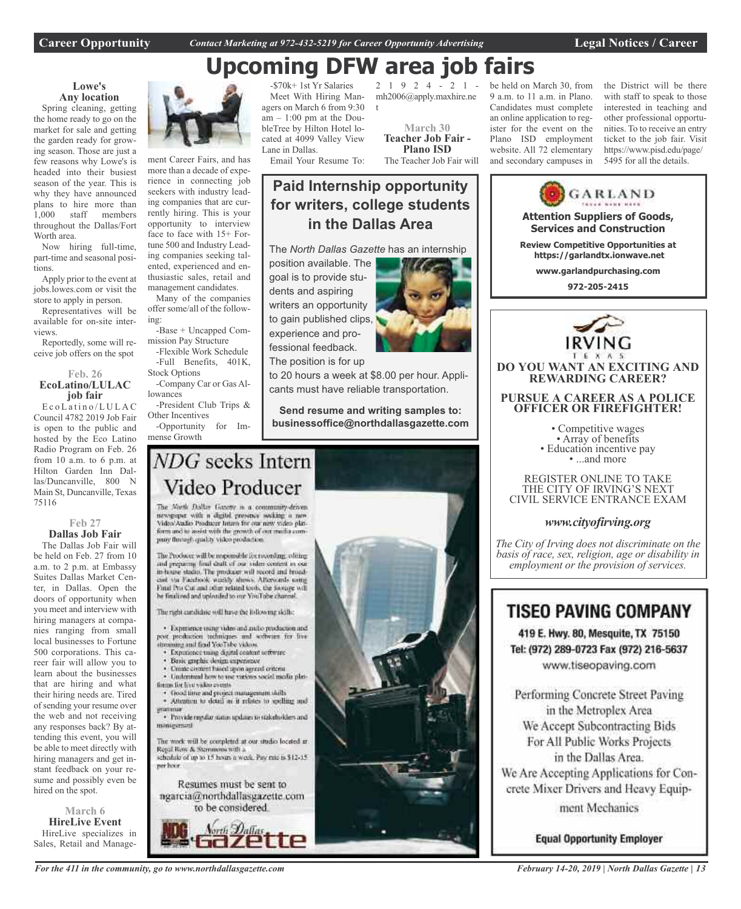# Upcoming DFW area job fairs

**Lowe's**
**Any location**

Spring cleaning, getting the home ready to go on the market for sale and getting the garden ready for growing season. Those are just a few reasons why Lowe's is headed into their busiest season of the year. This is why they have announced plans to hire more than 1,000 staff members throughout the Dallas/Fort Worth area.

Now hiring full-time, part-time and seasonal positions.

Apply prior to the event at jobs.lowes.com or visit the store to apply in person.

Representatives will be available for on-site interviews.

Reportedly, some will receive job offers on the spot

**Feb. 26**
**EcoLatino/LULAC job fair**

EcoLatino/LULAC Council 4782 2019 Job Fair is open to the public and hosted by the Eco Latino Radio Program on Feb. 26 from 10 a.m. to 6 p.m. at Hilton Garden Inn Dallas/Duncanville, 800 N Main St, Duncanville, Texas 75116

**Feb 27**
**Dallas Job Fair**

The Dallas Job Fair will be held on Feb. 27 from 10 a.m. to 2 p.m. at Embassy Suites Dallas Market Center, in Dallas. Open the doors of opportunity when you meet and interview with hiring managers at companies ranging from small local businesses to Fortune 500 corporations. This career fair will allow you to learn about the businesses that are hiring and what their hiring needs are. Tired of sending your resume over the web and not receiving any responses back? By attending this event, you will be able to meet directly with hiring managers and get instant feedback on your resume and possibly even be hired on the spot.

**March 6**
**HireLive Event**

HireLive specializes in Sales, Retail and Management Career Fairs, and has more than a decade of experience in connecting job seekers with industry leading companies that are currently hiring. This is your opportunity to interview face to face with 15+ Fortune 500 and Industry Leading companies seeking talented, experienced and enthusiastic sales, retail and management candidates.

Many of the companies offer some/all of the following:

-Base + Uncapped Commission Pay Structure
-Flexible Work Schedule
-Full Benefits, 401K, Stock Options
-Company Car or Gas Allowances
-President Club Trips & Other Incentives
-Opportunity for Immense Growth
-$70k+ 1st Yr Salaries

Meet With Hiring Managers on March 6 from 9:30 am – 1:00 pm at the DoubleTree by Hilton Hotel located at 4099 Valley View Lane in Dallas.

Email Your Resume To: 21924-21-mh2006@apply.maxhire.net

**March 30**
**Teacher Job Fair - Plano ISD**

The Teacher Job Fair will be held on March 30, from 9 a.m. to 11 a.m. in Plano. Candidates must complete an online application to register for the event on the Plano ISD employment website. All 72 elementary and secondary campuses in the District will be there with staff to speak to those interested in teaching and other professional opportunities. To to receive an entry ticket to the job fair. Visit https://www.pisd.edu/page/5495 for all the details.

## Paid Internship opportunity for writers, college students in the Dallas Area

The *North Dallas Gazette* has an internship position available. The goal is to provide students and aspiring writers an opportunity to gain published clips, experience and professional feedback. The position is for up to 20 hours a week at $8.00 per hour. Applicants must have reliable transportation.

**Send resume and writing samples to: businessoffice@northdallasgazette.com**

## *NDG* seeks Intern Video Producer

The North Dallas Gazette is a community-driven newspaper with a digital presence seeking a new Video/Audio Producer Intern for our new video platform and to assist with the growth of our media company through quality video production.

The Producer will be responsible for recording, editing and preparing final draft of our video content in our in-house studio. The producer will record and broadcast via Facebook weekly shows. Afterwards using Final Pro Cut and other related tools, the footage will be finalized and uploaded to our YouTube channel.

The right candidate will have the following skills:

- Experience using video and audio production and post production techniques and software for live streaming and final YouTube videos.
- Experience using digital content software
- Basic graphic design experience
- Create content based upon agreed criteria
- Understand how to use various social media platforms for live video events
- Good time and project management skills
- Attention to detail as it relates to spelling and grammar
- Provide regular status updates to stakeholders and management

The work will be completed at our studio located at Regal Row & Stemmons with a schedule of up to 15 hours a week. Pay rate is $12-15 per hour.

Resumes must be sent to ngarcia@northdallasgazette.com to be considered.

North Dallas Gazette

**GARLAND**

**Attention Suppliers of Goods, Services and Construction**

**Review Competitive Opportunities at https://garlandtx.ionwave.net**

**www.garlandpurchasing.com**

**972-205-2415**

**IRVING**
TEXAS

**DO YOU WANT AN EXCITING AND REWARDING CAREER?**

**PURSUE A CAREER AS A POLICE OFFICER OR FIREFIGHTER!**

- Competitive wages
- Array of benefits
- Education incentive pay
- ...and more

REGISTER ONLINE TO TAKE THE CITY OF IRVING'S NEXT CIVIL SERVICE ENTRANCE EXAM

***www.cityofirving.org***

*The City of Irving does not discriminate on the basis of race, sex, religion, age or disability in employment or the provision of services.*

## TISEO PAVING COMPANY

**419 E. Hwy. 80, Mesquite, TX 75150**
**Tel: (972) 289-0723 Fax (972) 216-5637**
www.tiseopaving.com

Performing Concrete Street Paving in the Metroplex Area
We Accept Subcontracting Bids For All Public Works Projects in the Dallas Area.
We Are Accepting Applications for Concrete Mixer Drivers and Heavy Equipment Mechanics

**Equal Opportunity Employer**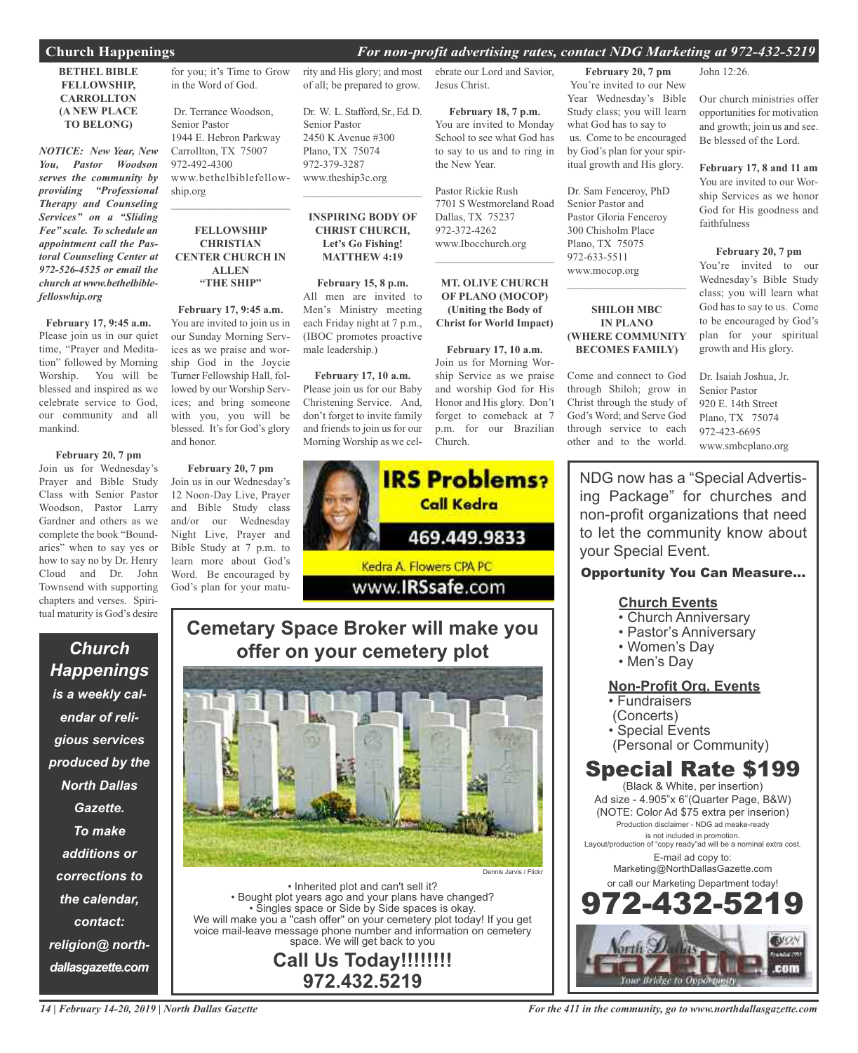## Church Happenings

*For non-profit advertising rates, contact NDG Marketing at 972-432-5219*

### BETHEL BIBLE FELLOWSHIP, CARROLLTON (A NEW PLACE TO BELONG)

***NOTICE: New Year, New You, Pastor Woodson serves the community by providing "Professional Therapy and Counseling Services" on a "Sliding Fee" scale. To schedule an appointment call the Pastoral Counseling Center at 972-526-4525 or email the church at www.bethelbiblefelloswhip.org***

**February 17, 9:45 a.m.**
Please join us in our quiet time, "Prayer and Meditation" followed by Morning Worship. You will be blessed and inspired as we celebrate service to God, our community and all mankind.

**February 20, 7 pm**
Join us for Wednesday's Prayer and Bible Study Class with Senior Pastor Woodson, Pastor Larry Gardner and others as we complete the book "Boundaries" when to say yes or how to say no by Dr. Henry Cloud and Dr. John Townsend with supporting chapters and verses. Spiritual maturity is God's desire for you; it's Time to Grow in the Word of God.

Dr. Terrance Woodson,
Senior Pastor
1944 E. Hebron Parkway
Carrollton, TX 75007
972-492-4300
www.bethelbiblefellowship.org

---

### FELLOWSHIP CHRISTIAN CENTER CHURCH IN ALLEN "THE SHIP"

**February 17, 9:45 a.m.**
You are invited to join us in our Sunday Morning Services as we praise and worship God in the Joycie Turner Fellowship Hall, followed by our Worship Services; and bring someone with you, you will be blessed. It's for God's glory and honor.

**February 20, 7 pm**
Join us in our Wednesday's 12 Noon-Day Live, Prayer and Bible Study class and/or our Wednesday Night Live, Prayer and Bible Study at 7 p.m. to learn more about God's Word. Be encouraged by God's plan for your maturity and His glory; and most of all; be prepared to grow.

Dr. W. L. Stafford, Sr., Ed. D.
Senior Pastor
2450 K Avenue #300
Plano, TX 75074
972-379-3287
www.theship3c.org

---

### INSPIRING BODY OF CHRIST CHURCH, Let's Go Fishing! MATTHEW 4:19

**February 15, 8 p.m.**
All men are invited to Men's Ministry meeting each Friday night at 7 p.m., (IBOC promotes proactive male leadership.)

**February 17, 10 a.m.**
Please join us for our Baby Christening Service. And, don't forget to invite family and friends to join us for our Morning Worship as we celebrate our Lord and Savior, Jesus Christ.

**February 18, 7 p.m.**
You are invited to Monday School to see what God has to say to us and to ring in the New Year.

Pastor Rickie Rush
7701 S Westmoreland Road
Dallas, TX 75237
972-372-4262
www.Ibocchurch.org

---

### MT. OLIVE CHURCH OF PLANO (MOCOP) (Uniting the Body of Christ for World Impact)

**February 17, 10 a.m.**
Join us for Morning Worship Service as we praise and worship God for His Honor and His glory. Don't forget to comeback at 7 p.m. for our Brazilian Church.

**February 20, 7 pm**
You're invited to our New Year Wednesday's Bible Study class; you will learn what God has to say to us. Come to be encouraged by God's plan for your spiritual growth and His glory.

Dr. Sam Fenceroy, PhD
Senior Pastor and
Pastor Gloria Fenceroy
300 Chisholm Place
Plano, TX 75075
972-633-5511
www.mocop.org

---

### SHILOH MBC IN PLANO (WHERE COMMUNITY BECOMES FAMILY)

Come and connect to God through Shiloh; grow in Christ through the study of God's Word; and Serve God through service to each other and to the world. John 12:26.

Our church ministries offer opportunities for motivation and growth; join us and see. Be blessed of the Lord.

**February 17, 8 and 11 am**
You are invited to our Worship Services as we honor God for His goodness and faithfulness

**February 20, 7 pm**
You're invited to our Wednesday's Bible Study class; you will learn what God has to say to us. Come to be encouraged by God's plan for your spiritual growth and His glory.

Dr. Isaiah Joshua, Jr.
Senior Pastor
920 E. 14th Street
Plano, TX 75074
972-423-6695
www.smbcplano.org

---

***Church Happenings is a weekly calendar of religious services produced by the North Dallas Gazette. To make additions or corrections to the calendar, contact: religion@ northdallasgazette.com***

---

**IRS Problems? Call Kedra**
469.449.9833
Kedra A. Flowers CPA PC
www.IRSsafe.com

---

**Cemetary Space Broker will make you offer on your cemetery plot**

Dennis Jarvis / Flickr

- Inherited plot and can't sell it?
- Bought plot years ago and your plans have changed?
- Singles space or Side by Side spaces is okay.

We will make you a "cash offer" on your cemetery plot today! If you get voice mail-leave message phone number and information on cemetery space. We will get back to you

**Call Us Today!!!!!!!!**
**972.432.5219**

---

NDG now has a "Special Advertising Package" for churches and non-profit organizations that need to let the community know about your Special Event.

**Opportunity You Can Measure...**

**Church Events**
- Church Anniversary
- Pastor's Anniversary
- Women's Day
- Men's Day

**Non-Profit Org. Events**
- Fundraisers (Concerts)
- Special Events (Personal or Community)

**Special Rate $199**
(Black & White, per insertion)
Ad size - 4.905"x 6"(Quarter Page, B&W)
(NOTE: Color Ad $75 extra per inserion)
Production disclaimer - NDG ad meake-ready is not included in promotion.
Layout/production of "copy ready"ad will be a nominal extra cost.
E-mail ad copy to:
Marketing@NorthDallasGazette.com
or call our Marketing Department today!
**972-432-5219**

North Dallas Gazette .com — Your Bridge to Opportunity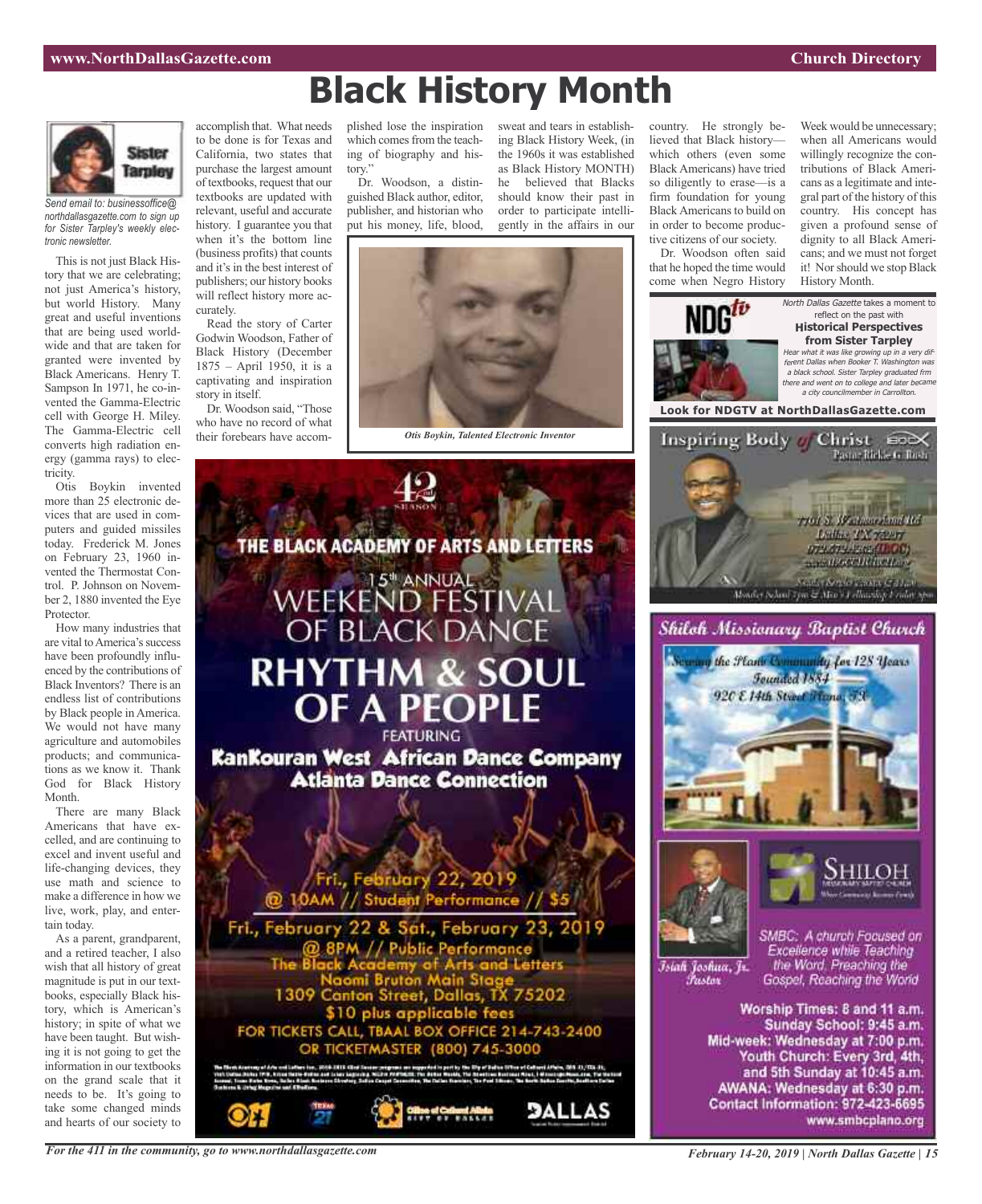# Black History Month

Sister Tarpley

*Send email to: businessoffice@northdallasgazette.com to sign up for Sister Tarpley's weekly electronic newsletter.*

This is not just Black History that we are celebrating; not just America's history, but world History. Many great and useful inventions that are being used worldwide and that are taken for granted were invented by Black Americans. Henry T. Sampson In 1971, he co-invented the Gamma-Electric cell with George H. Miley. The Gamma-Electric cell converts high radiation energy (gamma rays) to electricity.

Otis Boykin invented more than 25 electronic devices that are used in computers and guided missiles today. Frederick M. Jones on February 23, 1960 invented the Thermostat Control. P. Johnson on November 2, 1880 invented the Eye Protector.

How many industries that are vital to America's success have been profoundly influenced by the contributions of Black Inventors? There is an endless list of contributions by Black people in America. We would not have many agriculture and automobiles products; and communications as we know it. Thank God for Black History Month.

There are many Black Americans that have excelled, and are continuing to excel and invent useful and life-changing devices, they use math and science to make a difference in how we live, work, play, and entertain today.

As a parent, grandparent, and a retired teacher, I also wish that all history of great magnitude is put in our textbooks, especially Black history, which is American's history; in spite of what we have been taught. But wishing it is not going to get the information in our textbooks on the grand scale that it needs to be. It's going to take some changed minds and hearts of our society to accomplish that. What needs to be done is for Texas and California, two states that purchase the largest amount of textbooks, request that our textbooks are updated with relevant, useful and accurate history. I guarantee you that when it's the bottom line (business profits) that counts and it's in the best interest of publishers; our history books will reflect history more accurately.

Read the story of Carter Godwin Woodson, Father of Black History (December 1875 – April 1950, it is a captivating and inspiration story in itself.

Dr. Woodson said, "Those who have no record of what their forebears have accomplished lose the inspiration which comes from the teaching of biography and history."

Dr. Woodson, a distinguished Black author, editor, publisher, and historian who put his money, life, blood, sweat and tears in establishing Black History Week, (in the 1960s it was established as Black History MONTH) he believed that Blacks should know their past in order to participate intelligently in the affairs in our country. He strongly believed that Black history—which others (even some Black Americans) have tried so diligently to erase—is a firm foundation for young Black Americans to build on in order to become productive citizens of our society.

Dr. Woodson often said that he hoped the time would come when Negro History Week would be unnecessary; when all Americans would willingly recognize the contributions of Black Americans as a legitimate and integral part of the history of this country. His concept has given a profound sense of dignity to all Black Americans; and we must not forget it! Nor should we stop Black History Month.

*Otis Boykin, Talented Electronic Inventor*

42nd Season

THE BLACK ACADEMY OF ARTS AND LETTERS

15th ANNUAL WEEKEND FESTIVAL OF BLACK DANCE

RHYTHM & SOUL OF A PEOPLE

FEATURING

KanKouran West African Dance Company

Atlanta Dance Connection

Fri., February 22, 2019 @ 10AM // Student Performance // $5

Fri., February 22 & Sat., February 23, 2019 @ 8PM // Public Performance

The Black Academy of Arts and Letters

Naomi Bruton Main Stage

1309 Canton Street, Dallas, TX 75202

$10 plus applicable fees

FOR TICKETS CALL, TBAAL BOX OFFICE 214-743-2400 OR TICKETMASTER (800) 745-3000

DALLAS

NDGtv

*North Dallas Gazette* takes a moment to reflect on the past with

**Historical Perspectives from Sister Tarpley**

*Hear what it was like growing up in a very different Dallas when Booker T. Washington was a black school. Sister Tarpley graduated frm there and went on to college and later became a city councilmember in Carrollton.*

**Look for NDGTV at NorthDallasGazette.com**

Inspiring Body of Christ

Pastor Rickie G. Rush

7701 S. Westmoreland Rd.
Dallas, TX 75237

Shiloh Missionary Baptist Church

Serving the Plano Community for 128 Years

Founded 1884

920 E 14th Street Plano, TX

SHILOH

Isiah Joshua, Jr. Pastor

SMBC: A church Focused on Excellence while Teaching the Word, Preaching the Gospel, Reaching the World

Worship Times: 8 and 11 a.m.
Sunday School: 9:45 a.m.
Mid-week: Wednesday at 7:00 p.m.
Youth Church: Every 3rd, 4th, and 5th Sunday at 10:45 a.m.
AWANA: Wednesday at 6:30 p.m.
Contact Information: 972-423-6695
www.smbcplano.org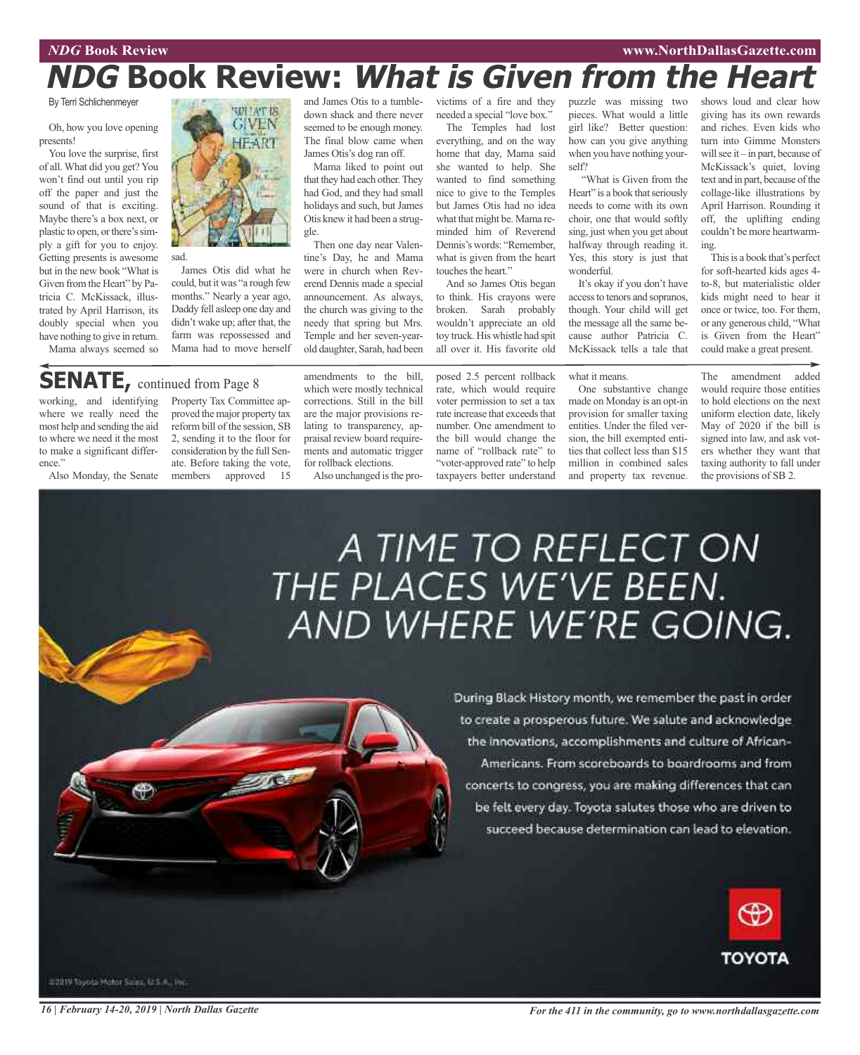# NDG Book Review: *What is Given from the Heart*

By Terri Schlichenmeyer

Oh, how you love opening presents!

You love the surprise, first of all. What did you get? You won't find out until you rip off the paper and just the sound of that is exciting. Maybe there's a box next, or plastic to open, or there's simply a gift for you to enjoy. Getting presents is awesome but in the new book "What is Given from the Heart" by Patricia C. McKissack, illustrated by April Harrison, its doubly special when you have nothing to give in return.

Mama always seemed so sad.

James Otis did what he could, but it was "a rough few months." Nearly a year ago, Daddy fell asleep one day and didn't wake up; after that, the farm was repossessed and Mama had to move herself and James Otis to a tumble-down shack and there never seemed to be enough money. The final blow came when James Otis's dog ran off.

Mama liked to point out that they had each other. They had God, and they had small holidays and such, but James Otis knew it had been a struggle.

Then one day near Valentine's Day, he and Mama were in church when Reverend Dennis made a special announcement. As always, the church was giving to the needy that spring but Mrs. Temple and her seven-year-old daughter, Sarah, had been victims of a fire and they needed a special "love box."

The Temples had lost everything, and on the way home that day, Mama said she wanted to help. She wanted to find something nice to give to the Temples but James Otis had no idea what that might be. Mama reminded him of Reverend Dennis's words: "Remember, what is given from the heart touches the heart."

And so James Otis began to think. His crayons were broken. Sarah probably wouldn't appreciate an old toy truck. His whistle had spit all over it. His favorite old puzzle was missing two pieces. What would a little girl like? Better question: how can you give anything when you have nothing yourself?

"What is Given from the Heart" is a book that seriously needs to come with its own choir, one that would softly sing, just when you get about halfway through reading it. Yes, this story is just that wonderful.

It's okay if you don't have access to tenors and sopranos, though. Your child will get the message all the same because author Patricia C. McKissack tells a tale that shows loud and clear how giving has its own rewards and riches. Even kids who turn into Gimme Monsters will see it – in part, because of McKissack's quiet, loving text and in part, because of the collage-like illustrations by April Harrison. Rounding it off, the uplifting ending couldn't be more heartwarming.

This is a book that's perfect for soft-hearted kids ages 4-to-8, but materialistic older kids might need to hear it once or twice, too. For them, or any generous child, "What is Given from the Heart" could make a great present.

## SENATE, continued from Page 8

working, and identifying where we really need the most help and sending the aid to where we need it the most to make a significant difference."

Also Monday, the Senate Property Tax Committee approved the major property tax reform bill of the session, SB 2, sending it to the floor for consideration by the full Senate. Before taking the vote, members approved 15 amendments to the bill, which were mostly technical corrections. Still in the bill are the major provisions relating to transparency, appraisal review board requirements and automatic trigger for rollback elections.

Also unchanged is the proposed 2.5 percent rollback rate, which would require voter permission to set a tax rate increase that exceeds that number. One amendment to the bill would change the name of "rollback rate" to "voter-approved rate" to help taxpayers better understand what it means.

One substantive change made on Monday is an opt-in provision for smaller taxing entities. Under the filed version, the bill exempted entities that collect less than $15 million in combined sales and property tax revenue. The amendment added would require those entities to hold elections on the next uniform election date, likely May of 2020 if the bill is signed into law, and ask voters whether they want that taxing authority to fall under the provisions of SB 2.

A TIME TO REFLECT ON THE PLACES WE'VE BEEN. AND WHERE WE'RE GOING.

During Black History month, we remember the past in order to create a prosperous future. We salute and acknowledge the innovations, accomplishments and culture of African-Americans. From scoreboards to boardrooms and from concerts to congress, you are making differences that can be felt every day. Toyota salutes those who are driven to succeed because determination can lead to elevation.

TOYOTA

©2019 Toyota Motor Sales, U.S.A., Inc.